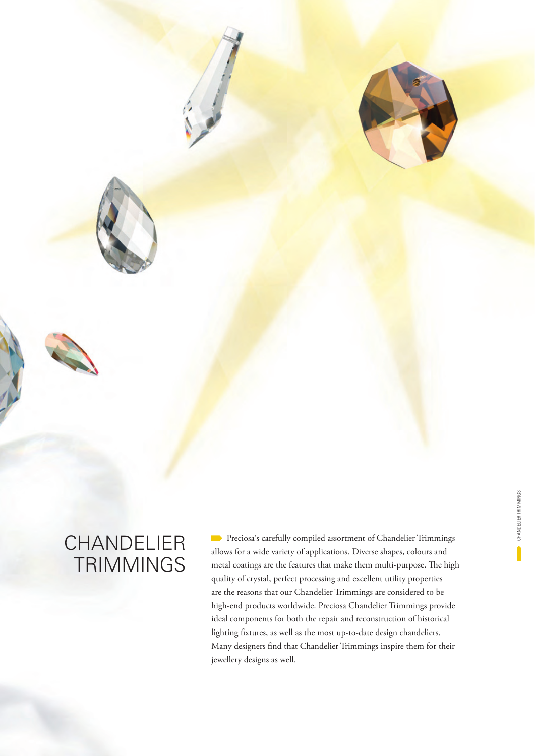# CHANDELIER TRIMMINGS

Preciosa's carefully compiled assortment of Chandelier Trimmings allows for a wide variety of applications. Diverse shapes, colours and metal coatings are the features that make them multi-purpose. The high quality of crystal, perfect processing and excellent utility properties are the reasons that our Chandelier Trimmings are considered to be high-end products worldwide. Preciosa Chandelier Trimmings provide ideal components for both the repair and reconstruction of historical lighting fixtures, as well as the most up-to-date design chandeliers. Many designers find that Chandelier Trimmings inspire them for their jewellery designs as well.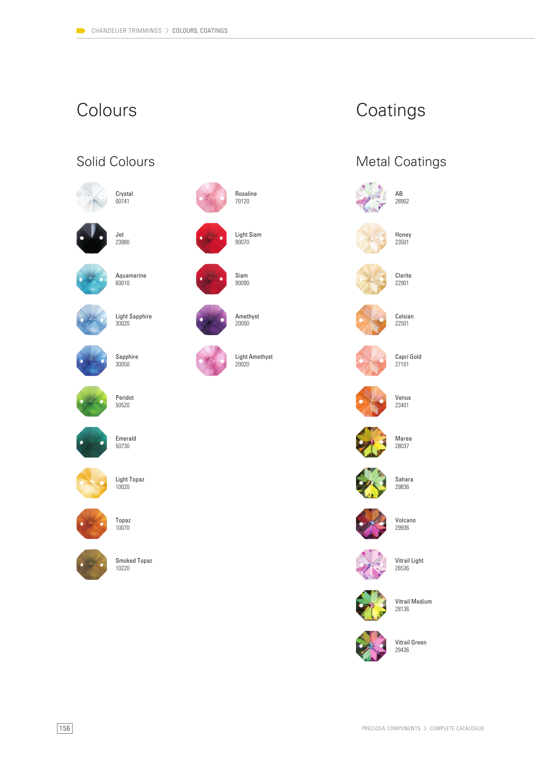# Colours

## Solid Colours

- Crystal
  00741
- Jet
  23980
- Aquamarine
  60010
- Light Sapphire
  30020
- Sapphire
  30050
- Peridot
  50520
- Emerald
  50730
- Light Topaz
  10020
- Topaz
  10070
- Smoked Topaz
  10220
- Rosaline
  70120
- Light Siam
  90070
- Siam
  90090
- Amethyst
  20050
- Light Amethyst
  20020

# Coatings

## Metal Coatings

- AB
  28902
- Honey
  23501
- Clarite
  22901
- Celsian
  22501
- Capri Gold
  27101
- Venus
  23401
- Marea
  28037
- Sahara
  29836
- Volcano
  29936
- Vitrail Light
  26536
- Vitrail Medium
  28136
- Vitrail Green
  29436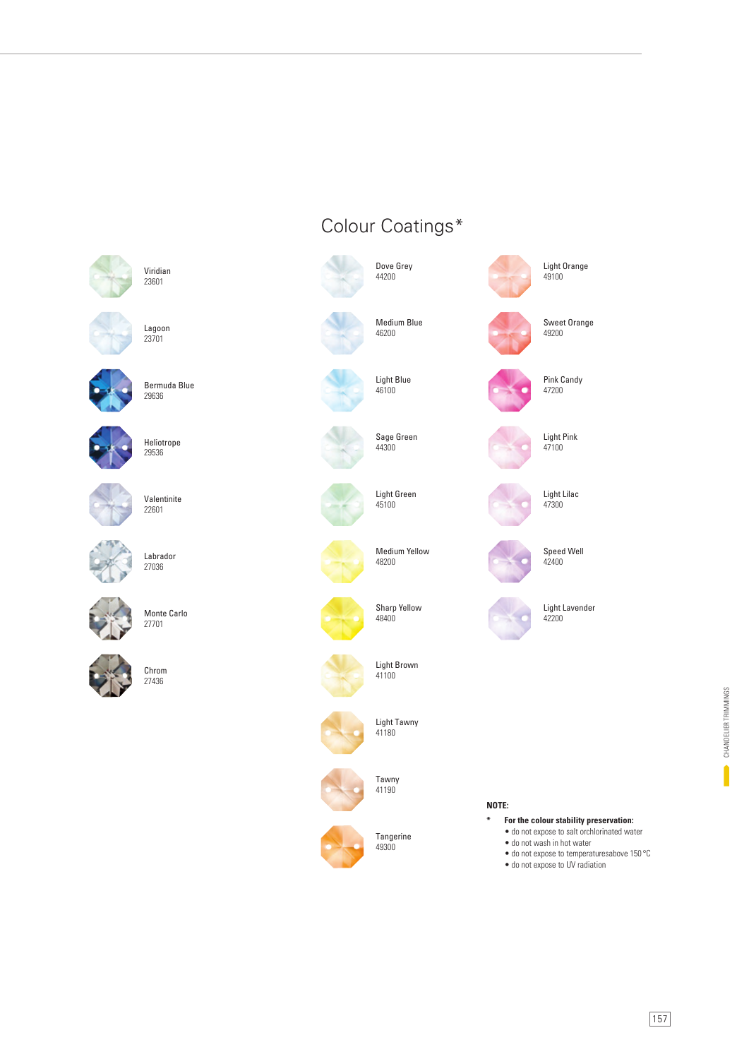# Colour Coatings*

Viridian
23601

Lagoon
23701

Bermuda Blue
29636

Heliotrope
29536

Valentinite
22601

Labrador
27036

Monte Carlo
27701

Chrom
27436

Dove Grey
44200

Medium Blue
46200

Light Blue
46100

Sage Green
44300

Light Green
45100

Medium Yellow
48200

Sharp Yellow
48400

Light Brown
41100

Light Tawny
41180

Tawny
41190

Tangerine
49300

Light Orange
49100

Sweet Orange
49200

Pink Candy
47200

Light Pink
47100

Light Lilac
47300

Speed Well
42400

Light Lavender
42200

CHANDELIER TRIMMINGS

**NOTE:**

\* **For the colour stability preservation:**
- do not expose to salt orchlorinated water
- do not wash in hot water
- do not expose to temperaturesabove 150 °C
- do not expose to UV radiation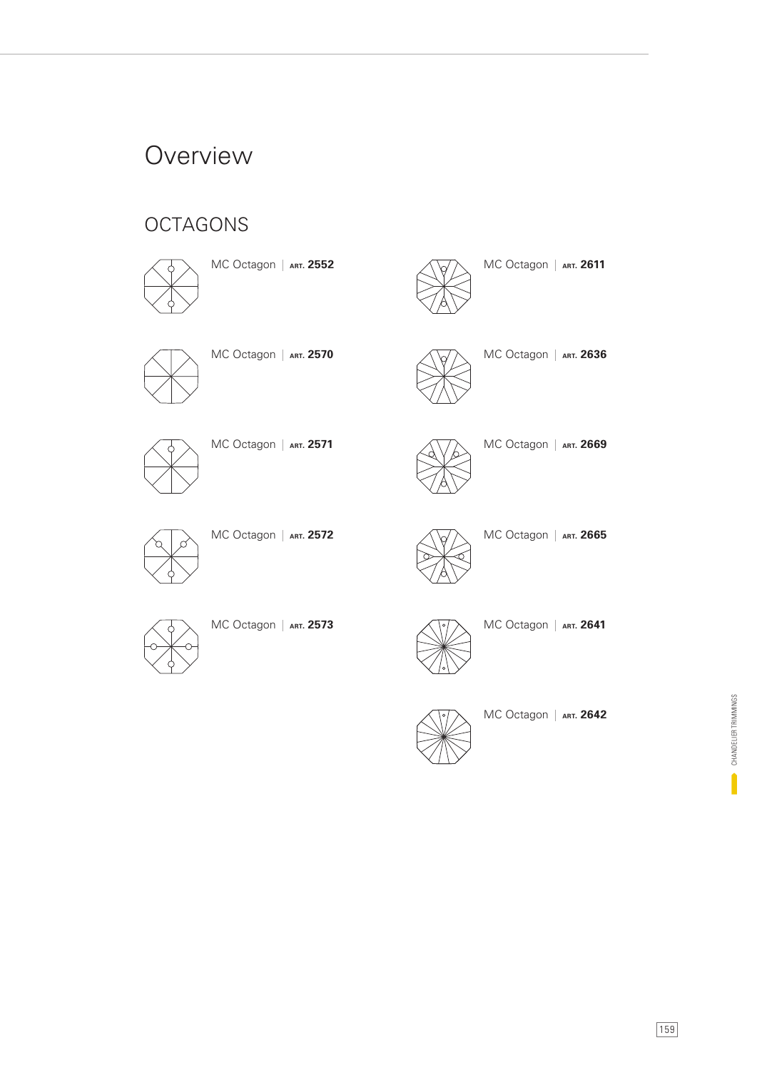# Overview

## OCTAGONS

MC Octagon | ART. **2552**

MC Octagon | ART. **2570**

MC Octagon | ART. **2571**

MC Octagon | ART. **2572**

MC Octagon | ART. **2573**

MC Octagon | ART. **2611**

MC Octagon | ART. **2636**

MC Octagon | ART. **2669**

MC Octagon | ART. **2665**

MC Octagon | ART. **2641**

MC Octagon | ART. **2642**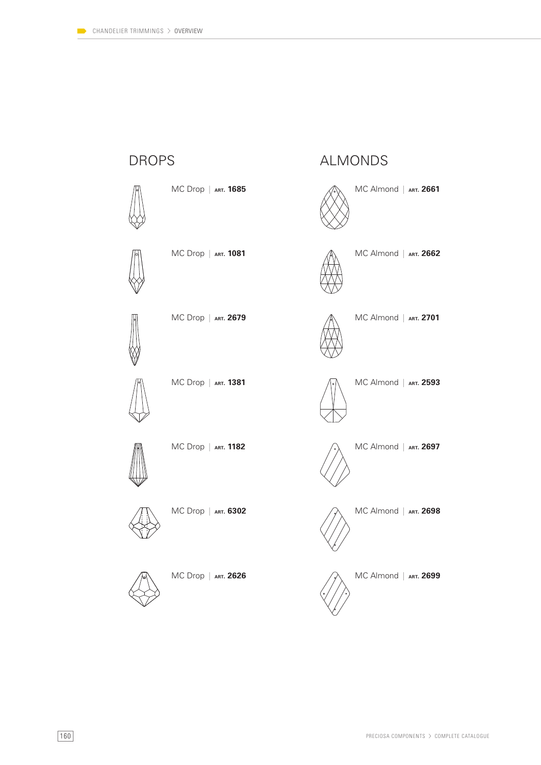## DROPS

MC Drop | ART. **1685**

MC Drop | ART. **1081**

MC Drop | ART. **2679**

MC Drop | ART. **1381**

MC Drop | ART. **1182**

MC Drop | ART. **6302**

MC Drop | ART. **2626**

## ALMONDS

MC Almond | ART. **2661**

MC Almond | ART. **2662**

MC Almond | ART. **2701**

MC Almond | ART. **2593**

MC Almond | ART. **2697**

MC Almond | ART. **2698**

MC Almond | ART. **2699**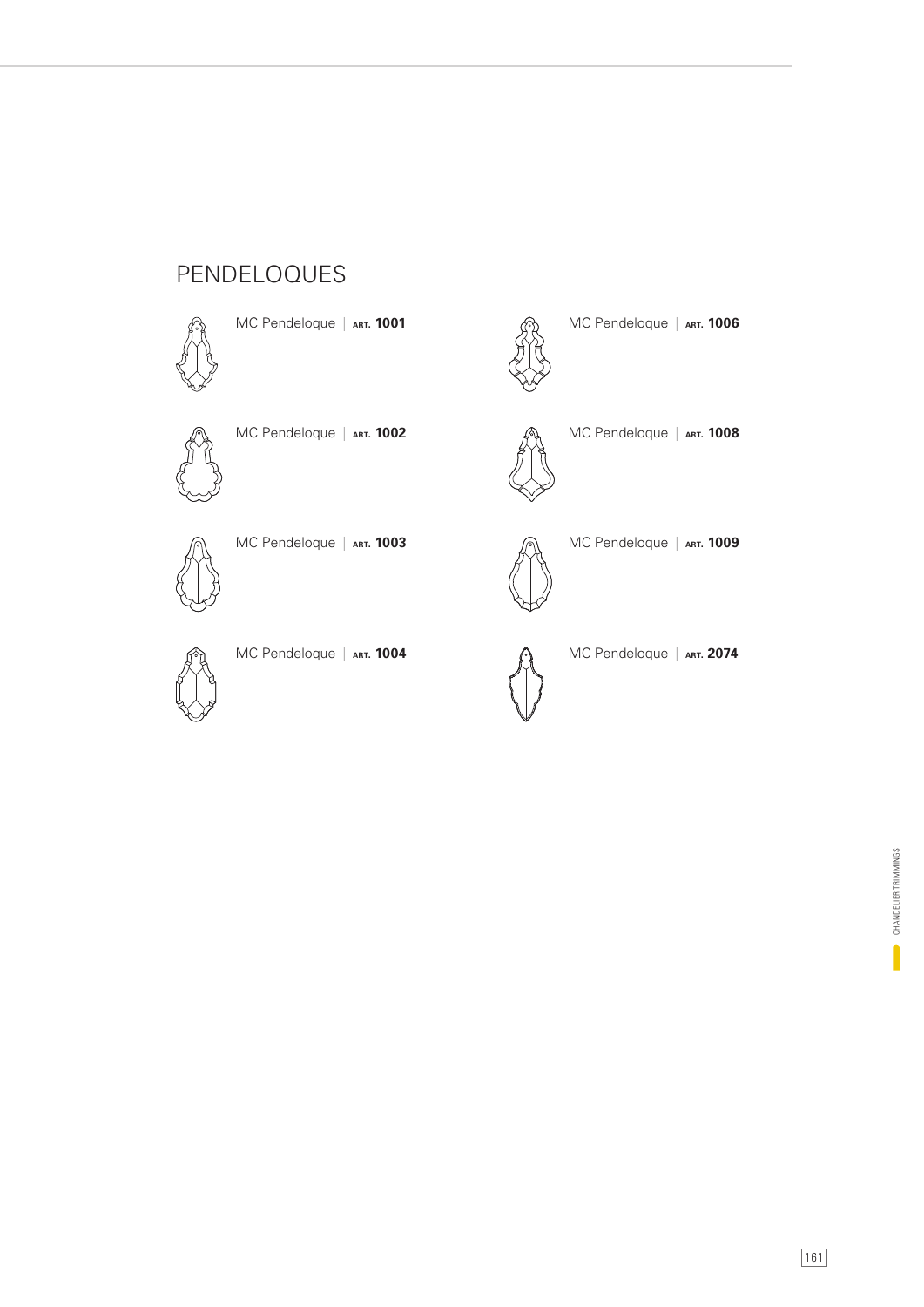# PENDELOQUES

MC Pendeloque | ART. **1001**

MC Pendeloque | ART. **1006**

MC Pendeloque | ART. **1002**

MC Pendeloque | ART. **1008**

MC Pendeloque | ART. **1003**

MC Pendeloque | ART. **1009**

MC Pendeloque | ART. **1004**

MC Pendeloque | ART. **2074**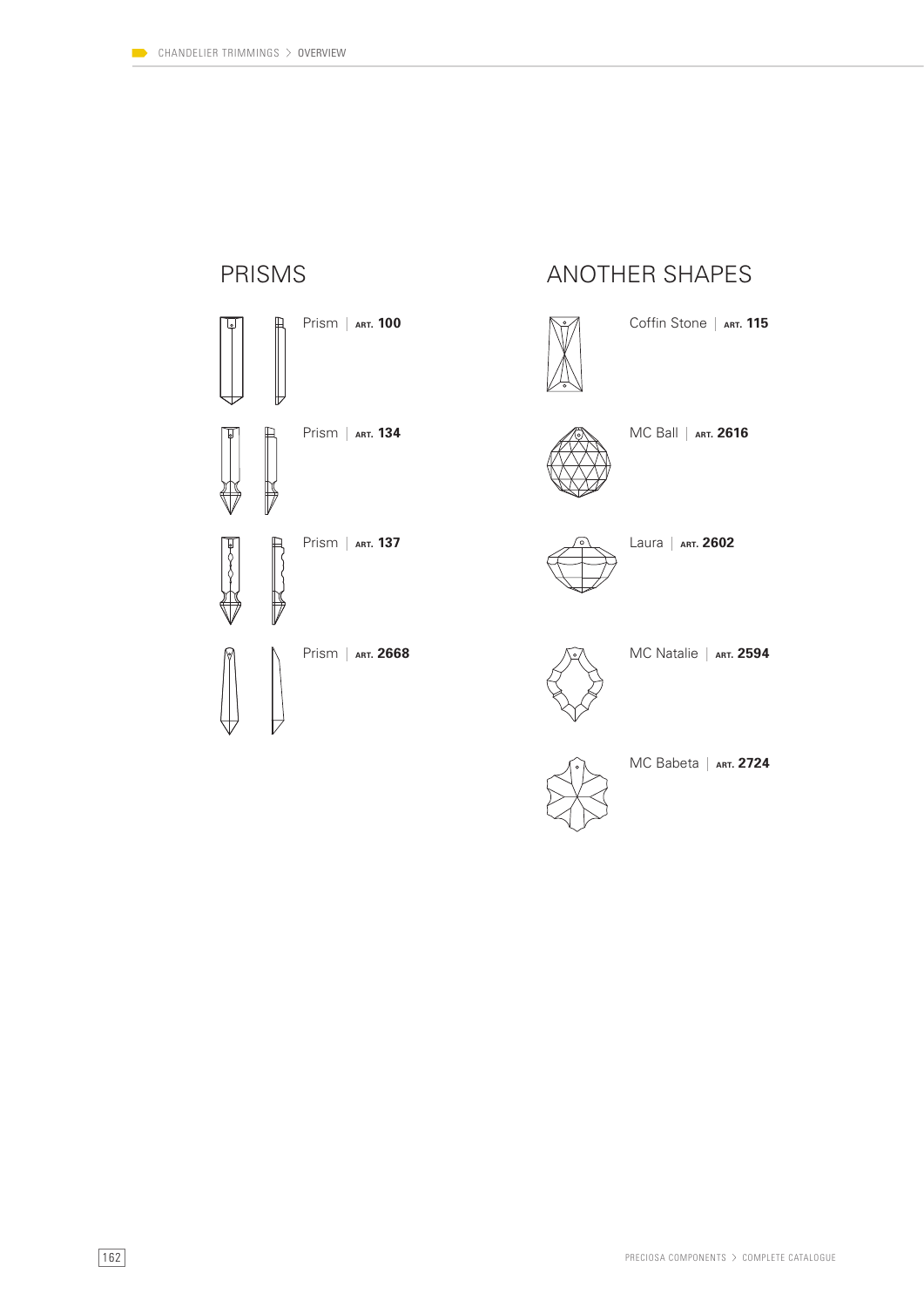## PRISMS

Prism | ART. **100**

Prism | ART. **134**

Prism | ART. **137**

Prism | ART. **2668**

## ANOTHER SHAPES

Coffin Stone | ART. **115**

MC Ball | ART. **2616**

Laura | ART. **2602**

MC Natalie | ART. **2594**

MC Babeta | ART. **2724**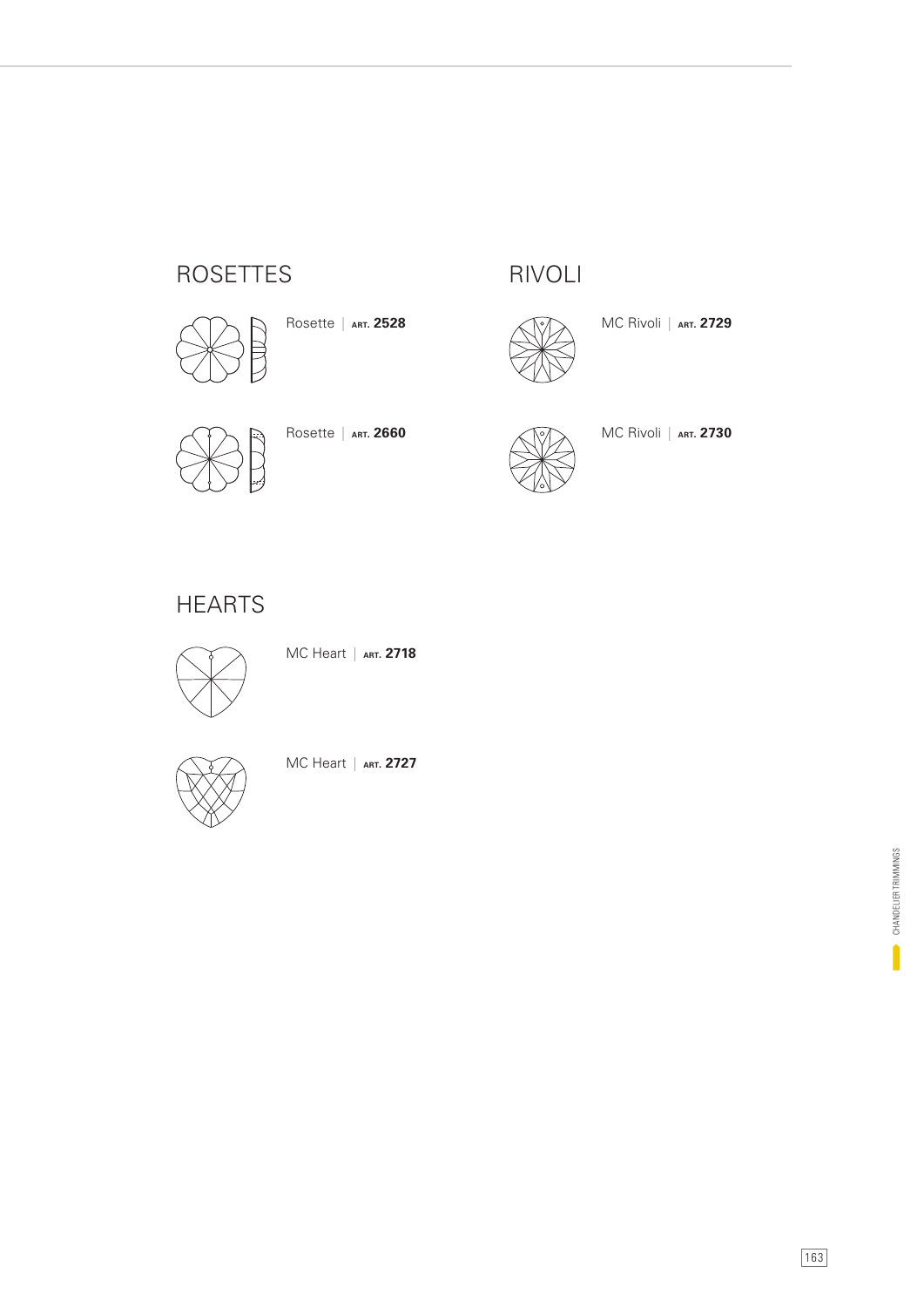## ROSETTES

Rosette | ART. **2528**

Rosette | ART. **2660**

## RIVOLI

MC Rivoli | ART. **2729**

MC Rivoli | ART. **2730**

## HEARTS

MC Heart | ART. **2718**

MC Heart | ART. **2727**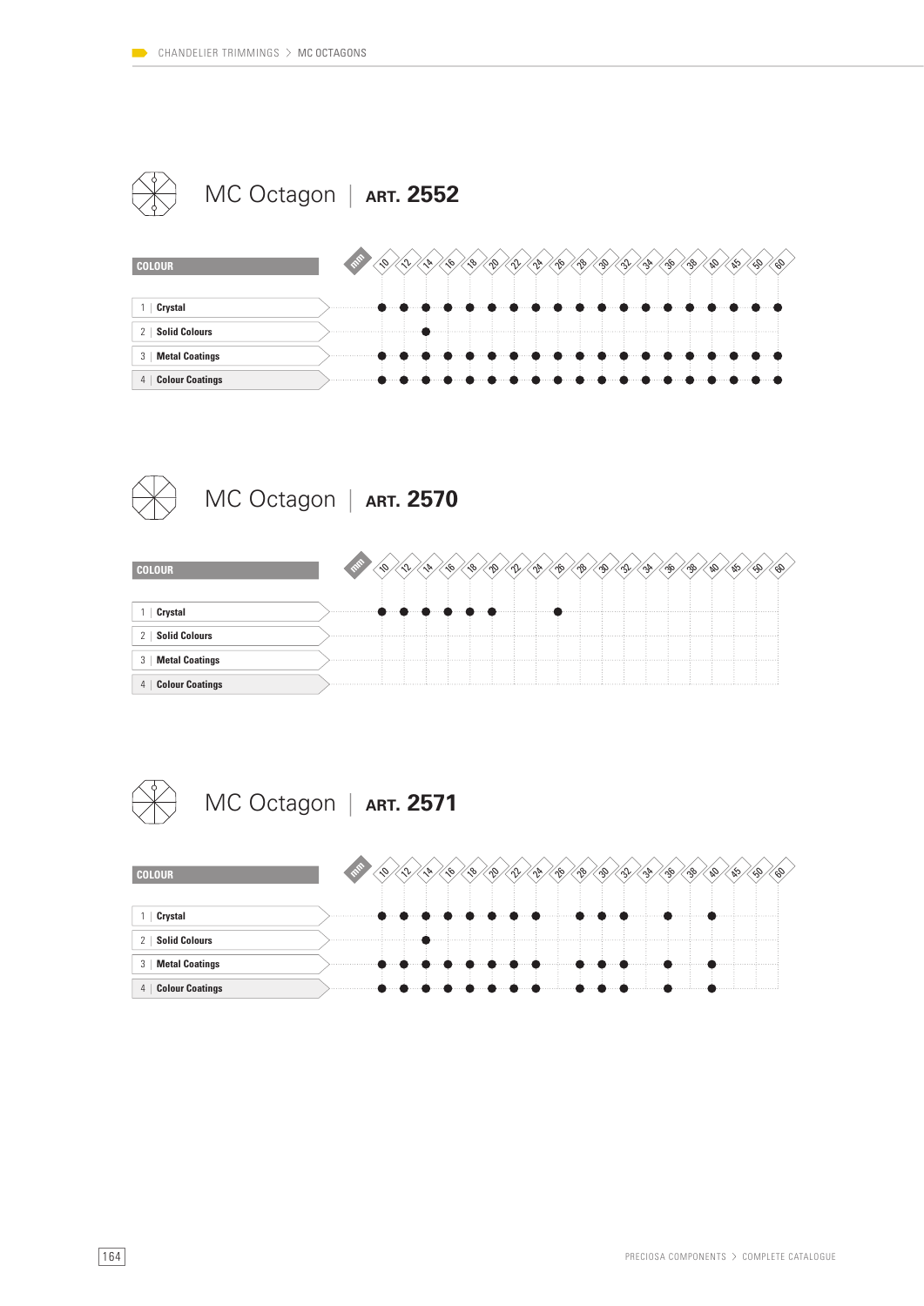# MC Octagon | ART. 2552

| COLOUR | 10 | 12 | 14 | 16 | 18 | 20 | 22 | 24 | 26 | 28 | 30 | 32 | 34 | 36 | 38 | 40 | 45 | 50 | 60 |
|---|---|---|---|---|---|---|---|---|---|---|---|---|---|---|---|---|---|---|---|
| 1 \| Crystal | ● | ● | ● | ● | ● | ● | ● | ● | ● | ● | ● | ● | ● | ● | ● | ● | ● | ● | ● |
| 2 \| Solid Colours | | | ● | | | | | | | | | | | | | | | | |
| 3 \| Metal Coatings | ● | ● | ● | ● | ● | ● | ● | ● | ● | ● | ● | ● | ● | ● | ● | ● | ● | ● | ● |
| 4 \| Colour Coatings | ● | ● | ● | ● | ● | ● | ● | ● | ● | ● | ● | ● | ● | ● | ● | ● | ● | ● | ● |

# MC Octagon | ART. 2570

| COLOUR | 10 | 12 | 14 | 16 | 18 | 20 | 22 | 24 | 26 | 28 | 30 | 32 | 34 | 36 | 38 | 40 | 45 | 50 | 60 |
|---|---|---|---|---|---|---|---|---|---|---|---|---|---|---|---|---|---|---|---|
| 1 \| Crystal | ● | ● | ● | ● | ● | ● | | | ● | | | | | | | | | | |
| 2 \| Solid Colours | | | | | | | | | | | | | | | | | | | |
| 3 \| Metal Coatings | | | | | | | | | | | | | | | | | | | |
| 4 \| Colour Coatings | | | | | | | | | | | | | | | | | | | |

# MC Octagon | ART. 2571

| COLOUR | 10 | 12 | 14 | 16 | 18 | 20 | 22 | 24 | 26 | 28 | 30 | 32 | 34 | 36 | 38 | 40 | 45 | 50 | 60 |
|---|---|---|---|---|---|---|---|---|---|---|---|---|---|---|---|---|---|---|---|
| 1 \| Crystal | ● | ● | ● | ● | ● | ● | ● | ● | | ● | ● | ● | | ● | | ● | | | |
| 2 \| Solid Colours | | | ● | | | | | | | | | | | | | | | | |
| 3 \| Metal Coatings | ● | ● | ● | ● | ● | ● | ● | ● | | ● | ● | ● | | ● | | ● | | | |
| 4 \| Colour Coatings | ● | ● | ● | ● | ● | ● | ● | ● | | ● | ● | ● | | ● | | ● | | | |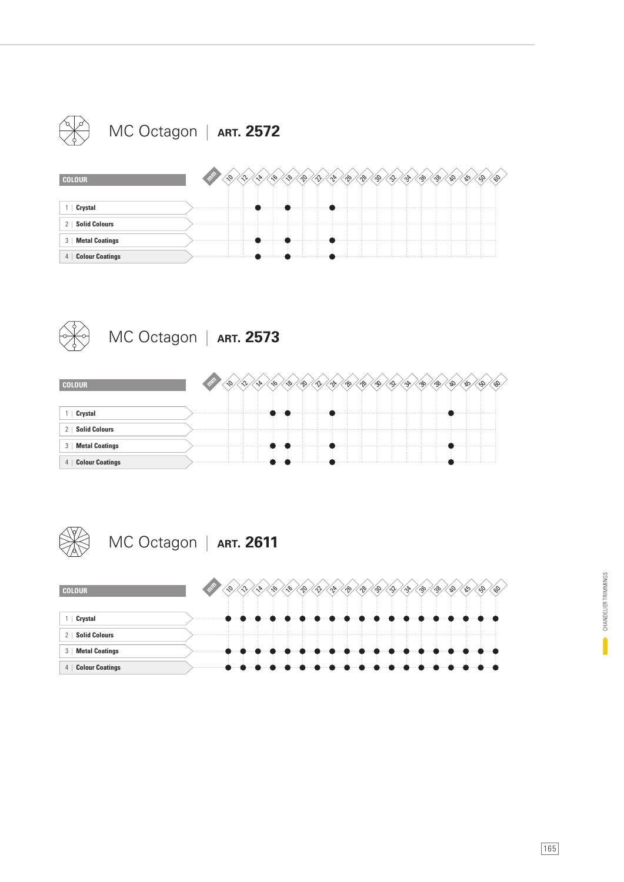## MC Octagon | ART. 2572

| COLOUR | 10 | 12 | 14 | 16 | 18 | 20 | 22 | 24 | 26 | 28 | 30 | 32 | 34 | 36 | 38 | 40 | 45 | 50 | 60 |
|---|---|---|---|---|---|---|---|---|---|---|---|---|---|---|---|---|---|---|---|
| 1 \| Crystal | | | ● | | ● | | | ● | | | | | | | | | | | |
| 2 \| Solid Colours | | | | | | | | | | | | | | | | | | | |
| 3 \| Metal Coatings | | | ● | | ● | | | ● | | | | | | | | | | | |
| 4 \| Colour Coatings | | | ● | | ● | | | ● | | | | | | | | | | | |

## MC Octagon | ART. 2573

| COLOUR | 10 | 12 | 14 | 16 | 18 | 20 | 22 | 24 | 26 | 28 | 30 | 32 | 34 | 36 | 38 | 40 | 45 | 50 | 60 |
|---|---|---|---|---|---|---|---|---|---|---|---|---|---|---|---|---|---|---|---|
| 1 \| Crystal | | | | ● | ● | | | ● | | | | | | | | ● | | | |
| 2 \| Solid Colours | | | | | | | | | | | | | | | | | | | |
| 3 \| Metal Coatings | | | | ● | ● | | | ● | | | | | | | | ● | | | |
| 4 \| Colour Coatings | | | | ● | ● | | | ● | | | | | | | | ● | | | |

## MC Octagon | ART. 2611

| COLOUR | 10 | 12 | 14 | 16 | 18 | 20 | 22 | 24 | 26 | 28 | 30 | 32 | 34 | 36 | 38 | 40 | 45 | 50 | 60 |
|---|---|---|---|---|---|---|---|---|---|---|---|---|---|---|---|---|---|---|---|
| 1 \| Crystal | ● | ● | ● | ● | ● | ● | ● | ● | ● | ● | ● | ● | ● | ● | ● | ● | ● | ● | ● |
| 2 \| Solid Colours | | | | | | | | | | | | | | | | | | | |
| 3 \| Metal Coatings | ● | ● | ● | ● | ● | ● | ● | ● | ● | ● | ● | ● | ● | ● | ● | ● | ● | ● | ● |
| 4 \| Colour Coatings | ● | ● | ● | ● | ● | ● | ● | ● | ● | ● | ● | ● | ● | ● | ● | ● | ● | ● | ● |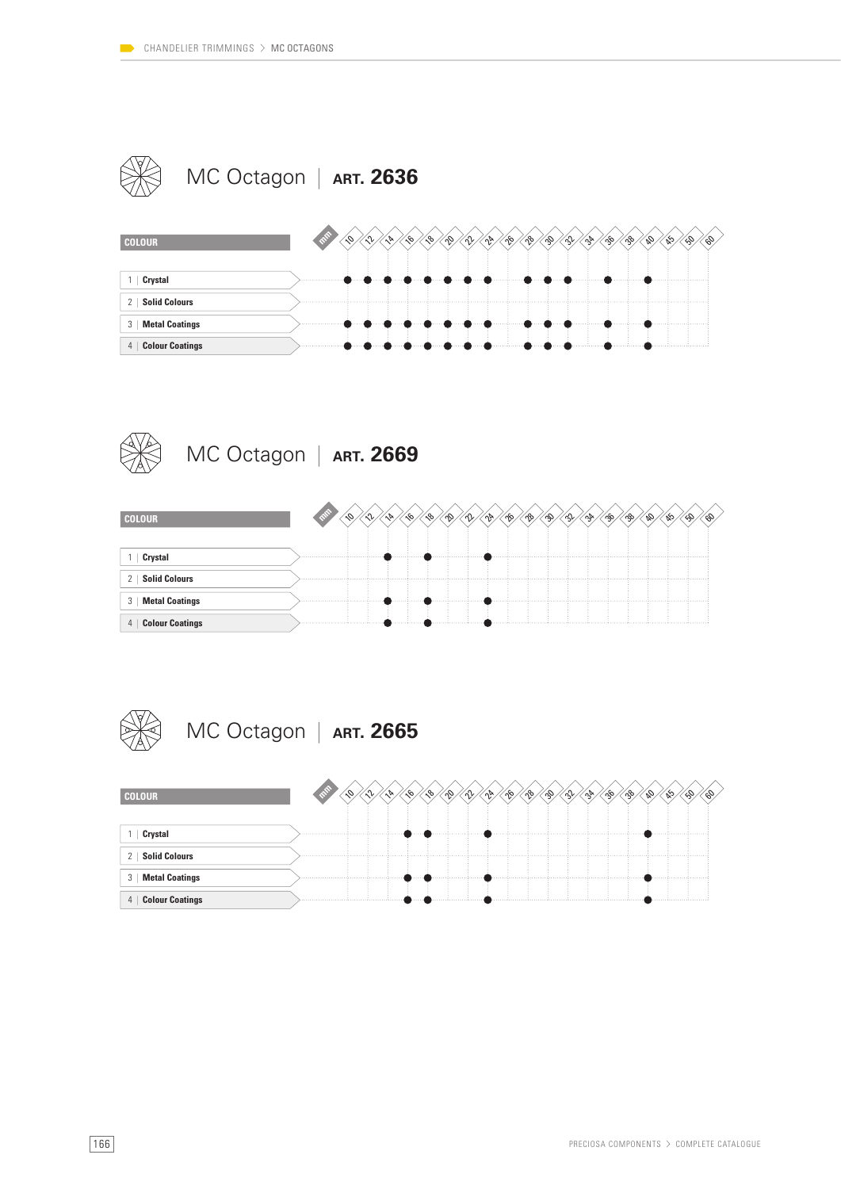## MC Octagon | ART. 2636

| COLOUR | 10 | 12 | 14 | 16 | 18 | 20 | 22 | 24 | 26 | 28 | 30 | 32 | 34 | 36 | 38 | 40 | 45 | 50 | 60 |
|---|---|---|---|---|---|---|---|---|---|---|---|---|---|---|---|---|---|---|---|
| 1 \| Crystal | ● | ● | ● | ● | ● | ● | ● | ● | | ● | ● | ● | | ● | | ● | | | |
| 2 \| Solid Colours | | | | | | | | | | | | | | | | | | | |
| 3 \| Metal Coatings | ● | ● | ● | ● | ● | ● | ● | ● | | ● | ● | ● | | ● | | ● | | | |
| 4 \| Colour Coatings | ● | ● | ● | ● | ● | ● | ● | ● | | ● | ● | ● | | ● | | ● | | | |

## MC Octagon | ART. 2669

| COLOUR | 10 | 12 | 14 | 16 | 18 | 20 | 22 | 24 | 26 | 28 | 30 | 32 | 34 | 36 | 38 | 40 | 45 | 50 | 60 |
|---|---|---|---|---|---|---|---|---|---|---|---|---|---|---|---|---|---|---|---|
| 1 \| Crystal | | | ● | | ● | | | ● | | | | | | | | | | | |
| 2 \| Solid Colours | | | | | | | | | | | | | | | | | | | |
| 3 \| Metal Coatings | | | ● | | ● | | | ● | | | | | | | | | | | |
| 4 \| Colour Coatings | | | ● | | ● | | | ● | | | | | | | | | | | |

## MC Octagon | ART. 2665

| COLOUR | 10 | 12 | 14 | 16 | 18 | 20 | 22 | 24 | 26 | 28 | 30 | 32 | 34 | 36 | 38 | 40 | 45 | 50 | 60 |
|---|---|---|---|---|---|---|---|---|---|---|---|---|---|---|---|---|---|---|---|
| 1 \| Crystal | | | | ● | ● | | | ● | | | | | | | | ● | | | |
| 2 \| Solid Colours | | | | | | | | | | | | | | | | | | | |
| 3 \| Metal Coatings | | | | ● | ● | | | ● | | | | | | | | ● | | | |
| 4 \| Colour Coatings | | | | ● | ● | | | ● | | | | | | | | ● | | | |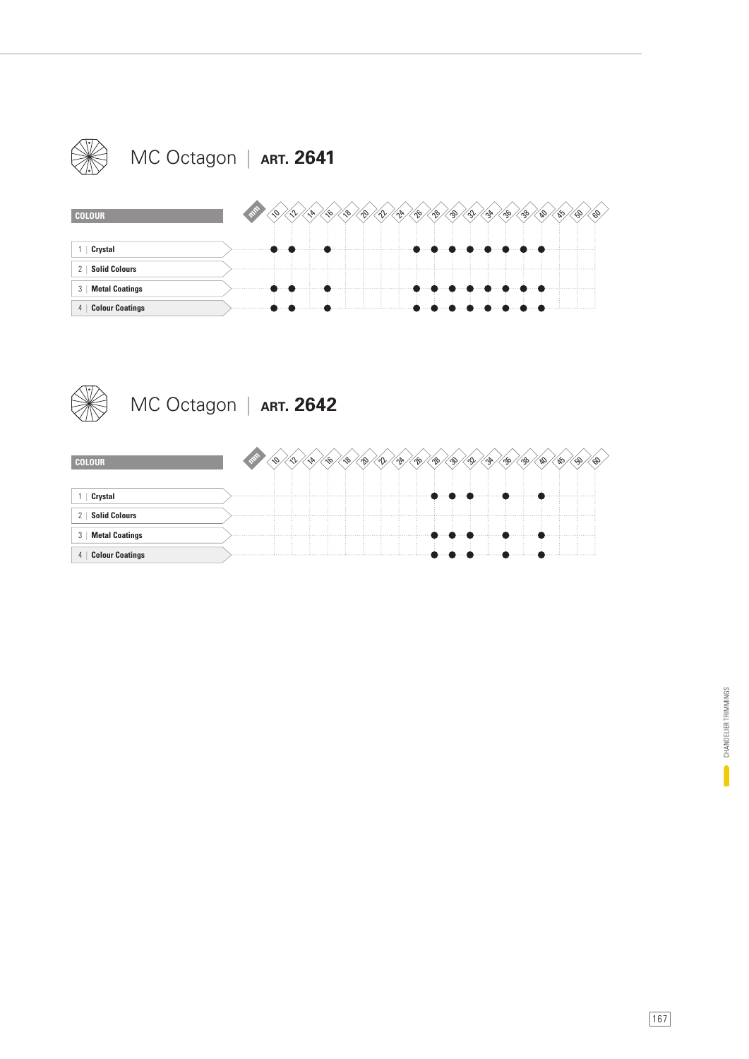# MC Octagon | ART. 2641

| COLOUR | 10 | 12 | 14 | 16 | 18 | 20 | 22 | 24 | 26 | 28 | 30 | 32 | 34 | 36 | 38 | 40 | 45 | 50 | 60 |
|---|---|---|---|---|---|---|---|---|---|---|---|---|---|---|---|---|---|---|---|
| 1 \| **Crystal** | ● | ● | | ● | | | | | ● | ● | ● | ● | ● | ● | ● | ● | | | |
| 2 \| **Solid Colours** | | | | | | | | | | | | | | | | | | | |
| 3 \| **Metal Coatings** | ● | ● | | ● | | | | | ● | ● | ● | ● | ● | ● | ● | ● | | | |
| 4 \| **Colour Coatings** | ● | ● | | ● | | | | | ● | ● | ● | ● | ● | ● | ● | ● | | | |

# MC Octagon | ART. 2642

| COLOUR | 10 | 12 | 14 | 16 | 18 | 20 | 22 | 24 | 26 | 28 | 30 | 32 | 34 | 36 | 38 | 40 | 45 | 50 | 60 |
|---|---|---|---|---|---|---|---|---|---|---|---|---|---|---|---|---|---|---|---|
| 1 \| **Crystal** | | | | | | | | | | ● | ● | ● | | ● | | ● | | | |
| 2 \| **Solid Colours** | | | | | | | | | | | | | | | | | | | |
| 3 \| **Metal Coatings** | | | | | | | | | | ● | ● | ● | | ● | | ● | | | |
| 4 \| **Colour Coatings** | | | | | | | | | | ● | ● | ● | | ● | | ● | | | |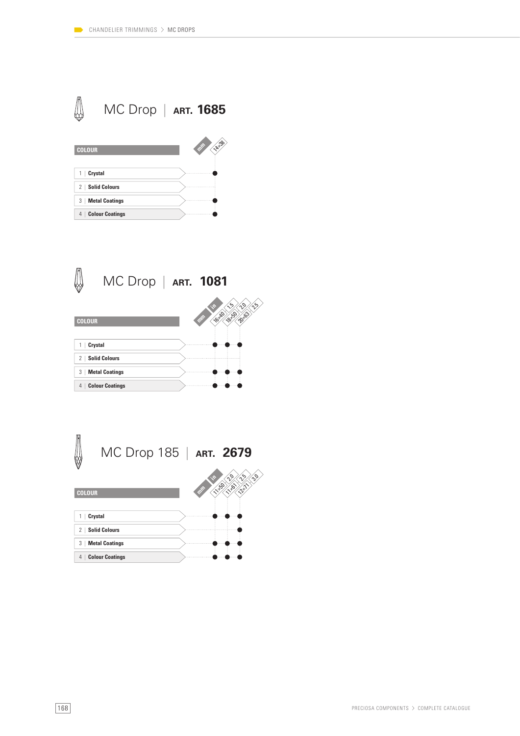# MC Drop | ART. 1685

| COLOUR | 14×38 |
|---|---|
| 1 \| Crystal | ● |
| 2 \| Solid Colours | |
| 3 \| Metal Coatings | ● |
| 4 \| Colour Coatings | ● |

# MC Drop | ART. 1081

| COLOUR | 16×40 (1.5 in) | 18×50 (2.0 in) | 20×63 (2.5 in) |
|---|---|---|---|
| 1 \| Crystal | ● | ● | ● |
| 2 \| Solid Colours | | | |
| 3 \| Metal Coatings | ● | ● | ● |
| 4 \| Colour Coatings | ● | ● | ● |

# MC Drop 185 | ART. 2679

| COLOUR | 11×50 (2.0 in) | 11×61 (2.5 in) | 12×71 (3.0 in) |
|---|---|---|---|
| 1 \| Crystal | ● | ● | ● |
| 2 \| Solid Colours | | | ● |
| 3 \| Metal Coatings | ● | ● | ● |
| 4 \| Colour Coatings | ● | ● | ● |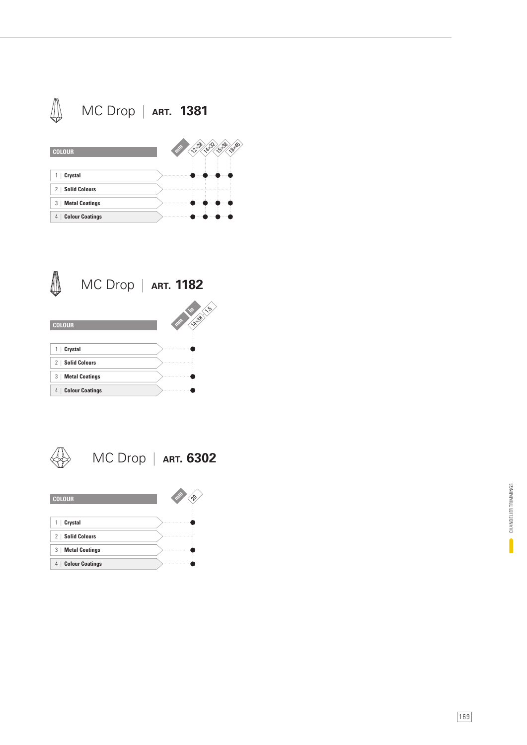# MC Drop | ART. 1381

| COLOUR | mm 12×28 | 14×32 | 15×38 | 18×45 |
|---|---|---|---|---|
| 1 Crystal | ● | ● | ● | ● |
| 2 Solid Colours | | | | |
| 3 Metal Coatings | ● | ● | ● | ● |
| 4 Colour Coatings | ● | ● | ● | ● |

# MC Drop | ART. 1182

| COLOUR | mm 14×38 / in 1.5 |
|---|---|
| 1 Crystal | ● |
| 2 Solid Colours | |
| 3 Metal Coatings | ● |
| 4 Colour Coatings | ● |

# MC Drop | ART. 6302

| COLOUR | mm 20 |
|---|---|
| 1 Crystal | ● |
| 2 Solid Colours | |
| 3 Metal Coatings | ● |
| 4 Colour Coatings | ● |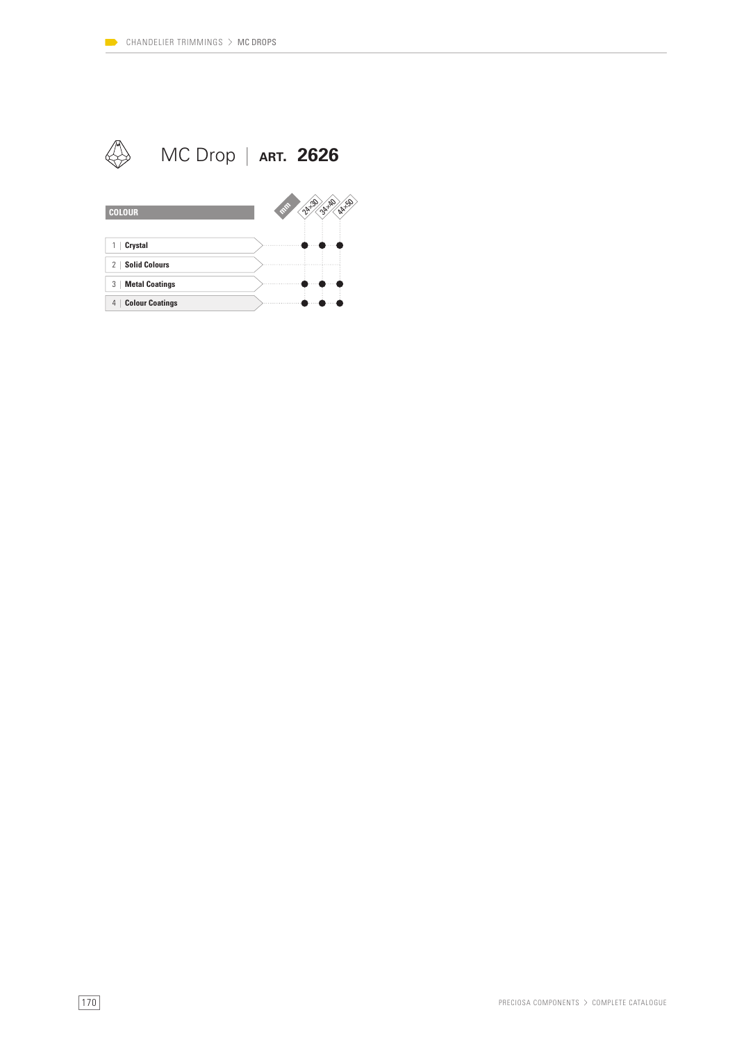# MC Drop | ART. 2626

| COLOUR | 24×30 | 34×40 | 44×50 |
|---|---|---|---|
| 1 \| **Crystal** | ● | ● | ● |
| 2 \| **Solid Colours** | | | |
| 3 \| **Metal Coatings** | ● | ● | ● |
| 4 \| **Colour Coatings** | ● | ● | ● |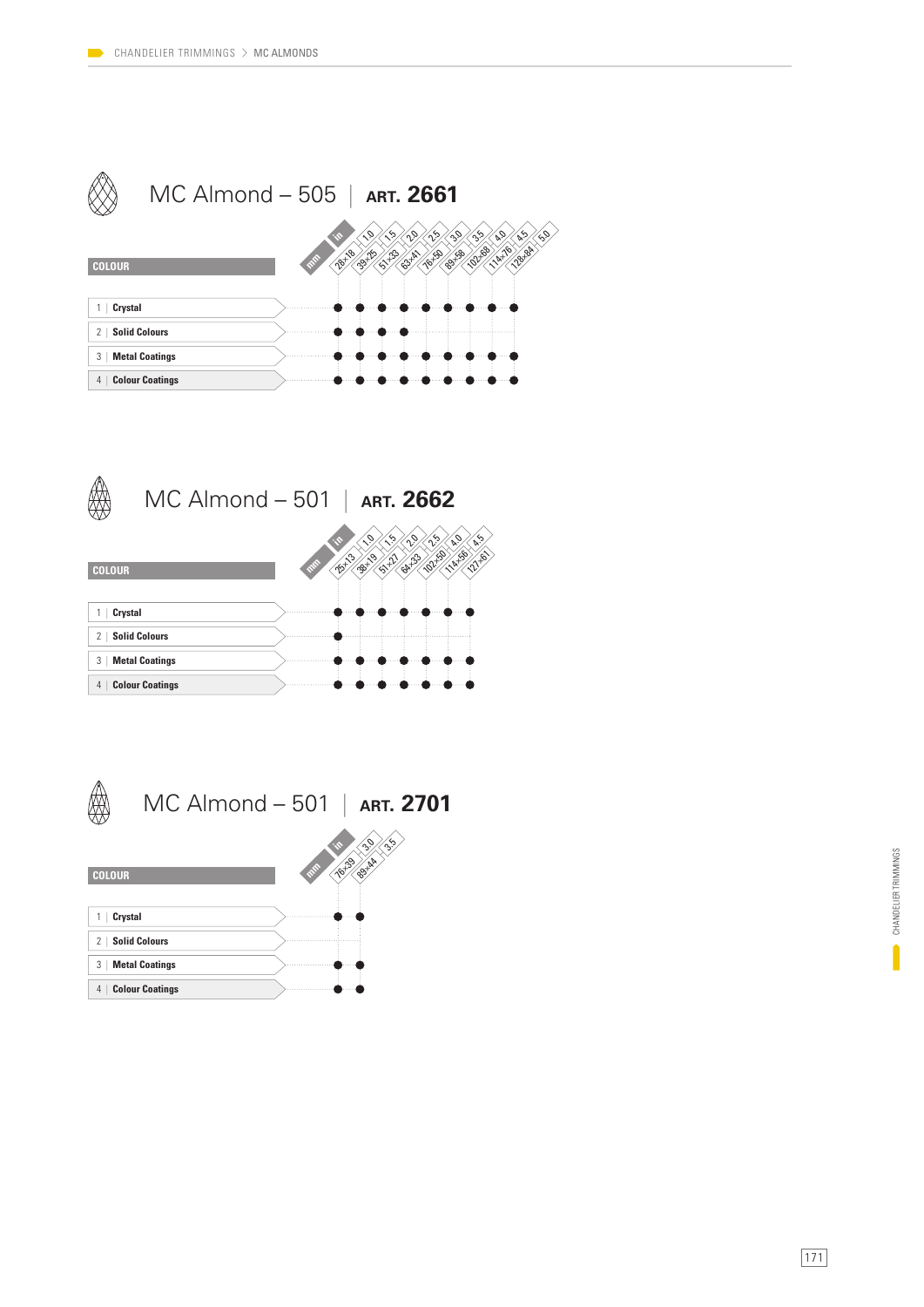## MC Almond – 505 | ART. 2661

| COLOUR | 28×18 mm / 1.0 in | 39×25 mm / 1.5 in | 51×33 mm / 2.0 in | 63×41 mm / 2.5 in | 76×50 mm / 3.0 in | 89×58 mm / 3.5 in | 102×68 mm / 4.0 in | 114×76 mm / 4.5 in | 128×84 mm / 5.0 in |
|---|---|---|---|---|---|---|---|---|---|
| 1 \| Crystal | ● | ● | ● | ● | ● | ● | ● | ● | ● |
| 2 \| Solid Colours | ● | ● | ● | ● | | | | | |
| 3 \| Metal Coatings | ● | ● | ● | ● | ● | ● | ● | ● | ● |
| 4 \| Colour Coatings | ● | ● | ● | ● | ● | ● | ● | ● | ● |

## MC Almond – 501 | ART. 2662

| COLOUR | 25×13 mm / 1.0 in | 38×19 mm / 1.5 in | 51×27 mm / 2.0 in | 64×33 mm / 2.5 in | 102×50 mm / 4.0 in | 114×56 mm / 4.5 in | 127×61 mm |
|---|---|---|---|---|---|---|---|
| 1 \| Crystal | ● | ● | ● | ● | ● | ● | ● |
| 2 \| Solid Colours | ● | | | | | | |
| 3 \| Metal Coatings | ● | ● | ● | ● | ● | ● | ● |
| 4 \| Colour Coatings | ● | ● | ● | ● | ● | ● | ● |

## MC Almond – 501 | ART. 2701

| COLOUR | 76×39 mm / 3.0 in | 89×44 mm / 3.5 in |
|---|---|---|
| 1 \| Crystal | ● | ● |
| 2 \| Solid Colours | | |
| 3 \| Metal Coatings | ● | ● |
| 4 \| Colour Coatings | ● | ● |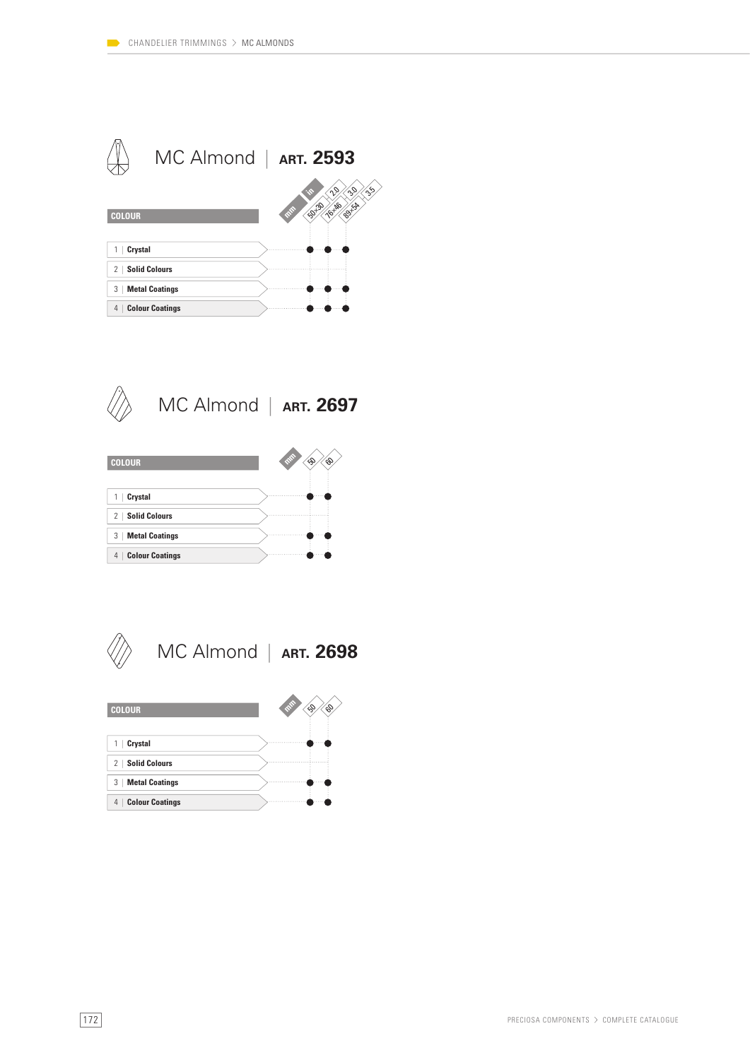## MC Almond | ART. 2593

| COLOUR | 50×30 mm / 2.0 in | 76×46 mm / 3.0 in | 89×54 mm / 3.5 in |
|---|---|---|---|
| 1 \| Crystal | ● | ● | ● |
| 2 \| Solid Colours | | | |
| 3 \| Metal Coatings | ● | ● | ● |
| 4 \| Colour Coatings | ● | ● | ● |

## MC Almond | ART. 2697

| COLOUR | 50 mm | 60 mm |
|---|---|---|
| 1 \| Crystal | ● | ● |
| 2 \| Solid Colours | | |
| 3 \| Metal Coatings | ● | ● |
| 4 \| Colour Coatings | ● | ● |

## MC Almond | ART. 2698

| COLOUR | 50 mm | 60 mm |
|---|---|---|
| 1 \| Crystal | ● | ● |
| 2 \| Solid Colours | | |
| 3 \| Metal Coatings | ● | ● |
| 4 \| Colour Coatings | ● | ● |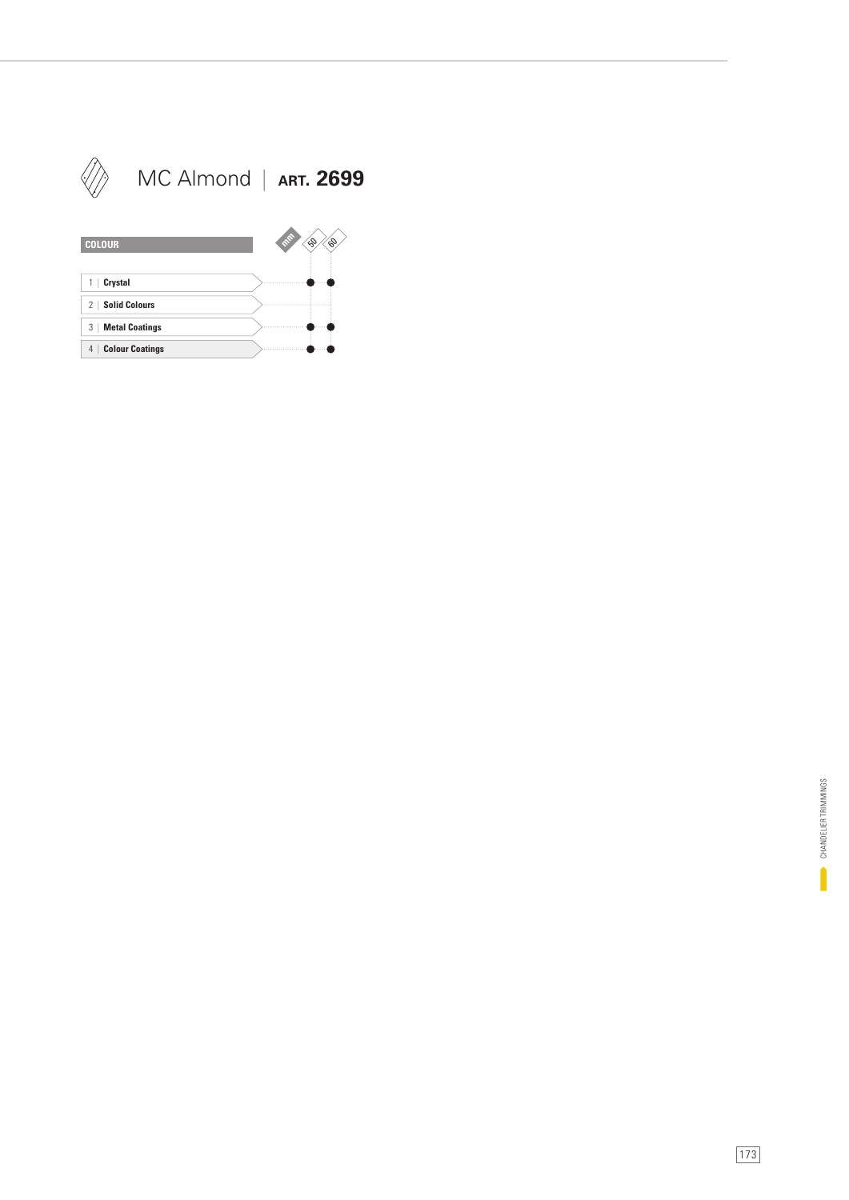# MC Almond | ART. 2699

| COLOUR | 50 mm | 60 mm |
|---|---|---|
| 1 Crystal | ● | ● |
| 2 Solid Colours | | |
| 3 Metal Coatings | ● | ● |
| 4 Colour Coatings | ● | ● |

CHANDELIER TRIMMINGS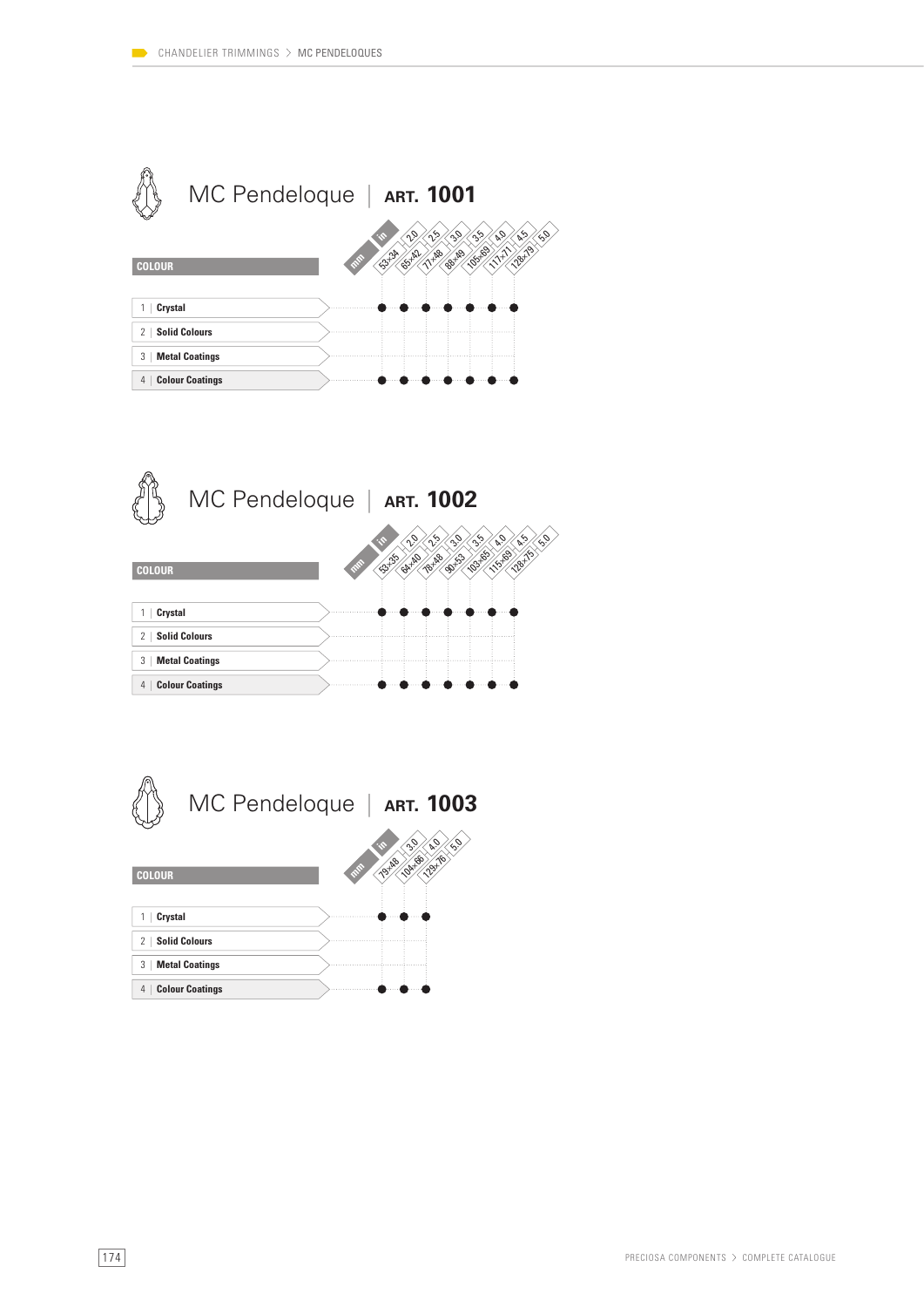# MC Pendeloque | ART. 1001

| COLOUR | 53×34 (2.0 in) | 65×42 (2.5 in) | 77×48 (3.0 in) | 88×49 (3.5 in) | 105×69 (4.0 in) | 117×71 (4.5 in) | 128×79 (5.0 in) |
|---|---|---|---|---|---|---|---|
| 1 \| Crystal | ● | ● | ● | ● | ● | ● | ● |
| 2 \| Solid Colours | | | | | | | |
| 3 \| Metal Coatings | | | | | | | |
| 4 \| Colour Coatings | ● | ● | ● | ● | ● | ● | ● |

# MC Pendeloque | ART. 1002

| COLOUR | 53×35 (2.0 in) | 64×40 (2.5 in) | 78×48 (3.0 in) | 90×53 (3.5 in) | 103×65 (4.0 in) | 115×69 (4.5 in) | 128×75 (5.0 in) |
|---|---|---|---|---|---|---|---|
| 1 \| Crystal | ● | ● | ● | ● | ● | ● | ● |
| 2 \| Solid Colours | | | | | | | |
| 3 \| Metal Coatings | | | | | | | |
| 4 \| Colour Coatings | ● | ● | ● | ● | ● | ● | ● |

# MC Pendeloque | ART. 1003

| COLOUR | 79×48 (3.0 in) | 104×66 (4.0 in) | 129×76 (5.0 in) |
|---|---|---|---|
| 1 \| Crystal | ● | ● | ● |
| 2 \| Solid Colours | | | |
| 3 \| Metal Coatings | | | |
| 4 \| Colour Coatings | ● | ● | ● |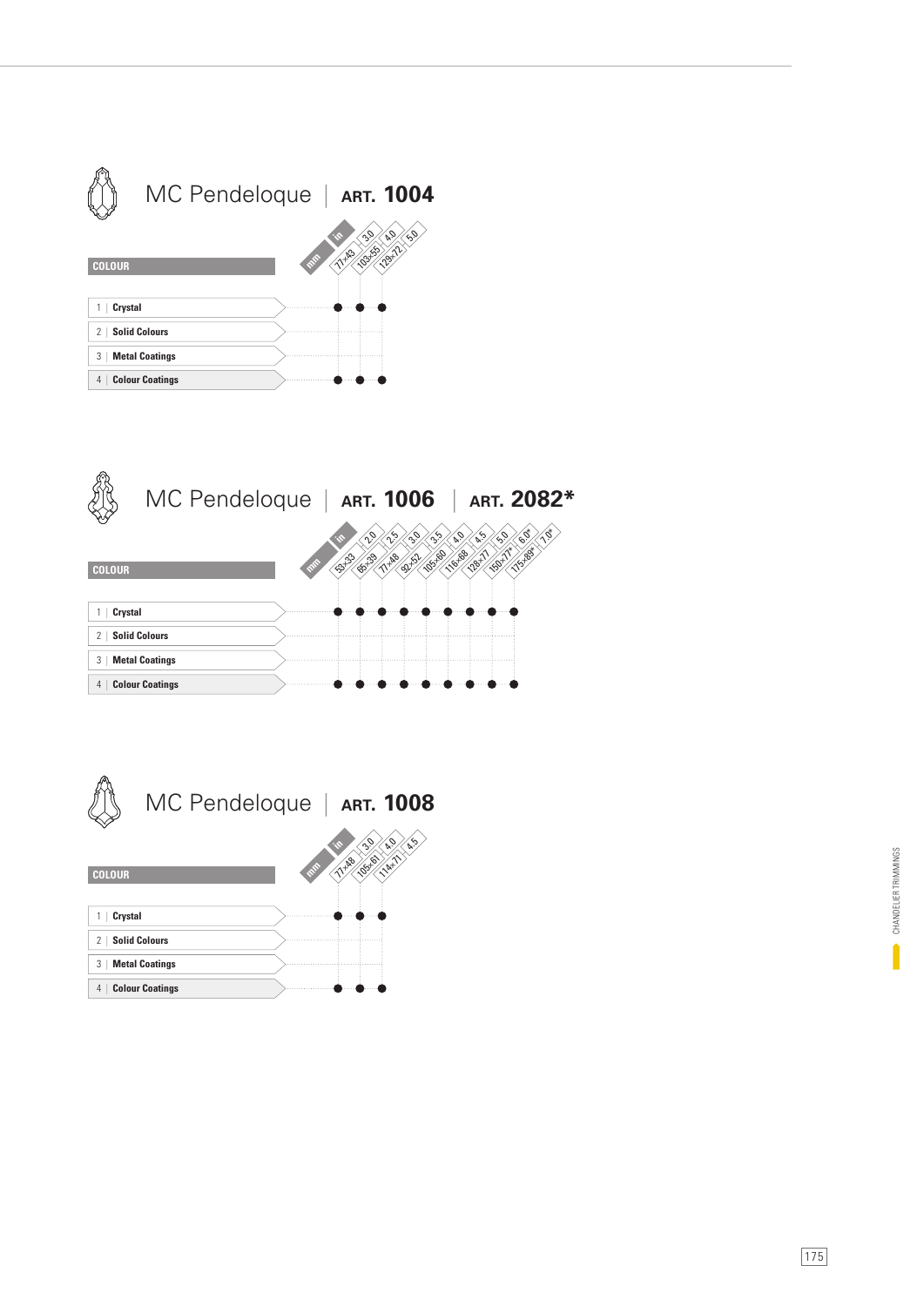## MC Pendeloque | ART. 1004

| COLOUR | 77×43 mm / 3.0 in | 103×55 mm / 4.0 in | 129×72 mm / 5.0 in |
|---|---|---|---|
| 1 Crystal | ● | ● | ● |
| 2 Solid Colours | | | |
| 3 Metal Coatings | | | |
| 4 Colour Coatings | ● | ● | ● |

## MC Pendeloque | ART. 1006 | ART. 2082*

| COLOUR | 53×33 mm / 2.0 in | 65×39 mm / 2.5 in | 77×48 mm / 3.0 in | 92×52 mm / 3.5 in | 105×60 mm / 4.0 in | 116×68 mm / 4.5 in | 128×77 mm / 5.0 in | 150×77* mm / 6.0* in | 175×89* mm / 7.0* in |
|---|---|---|---|---|---|---|---|---|---|
| 1 Crystal | ● | ● | ● | ● | ● | ● | ● | ● | ● |
| 2 Solid Colours | | | | | | | | | |
| 3 Metal Coatings | | | | | | | | | |
| 4 Colour Coatings | ● | ● | ● | ● | ● | ● | ● | ● | ● |

## MC Pendeloque | ART. 1008

| COLOUR | 77×48 mm / 3.0 in | 105×61 mm / 4.0 in | 114×71 mm / 4.5 in |
|---|---|---|---|
| 1 Crystal | ● | ● | ● |
| 2 Solid Colours | | | |
| 3 Metal Coatings | | | |
| 4 Colour Coatings | ● | ● | ● |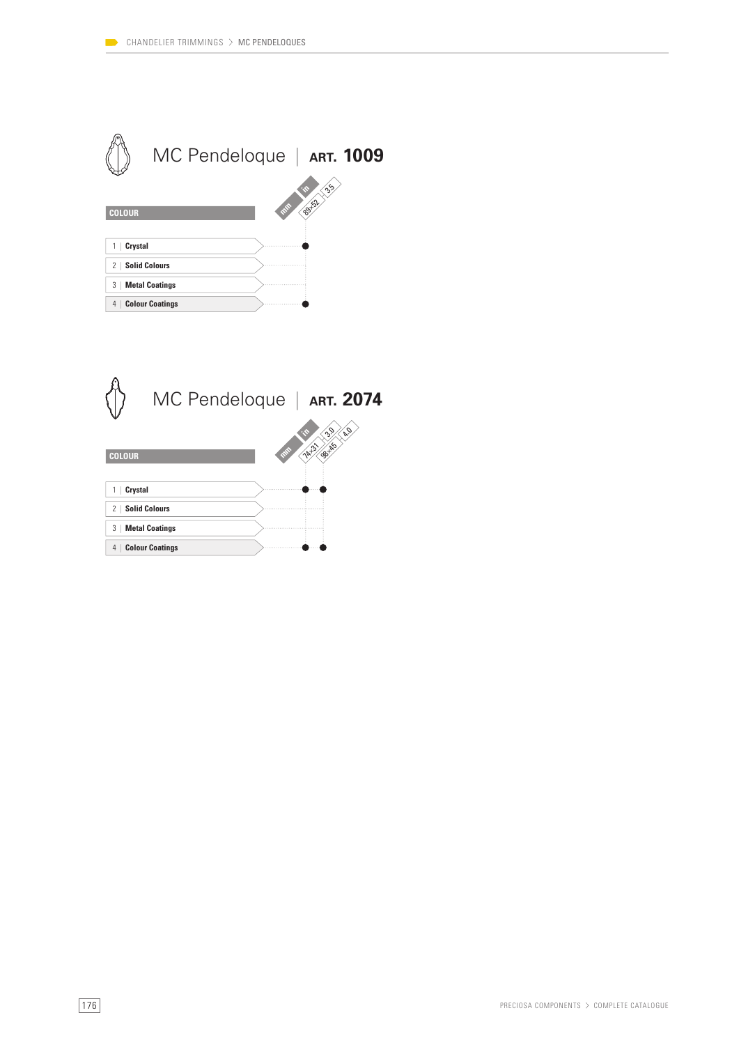# MC Pendeloque | ART. 1009

| COLOUR | 89×52 mm / 3.5 in |
| --- | --- |
| 1 \| Crystal | ● |
| 2 \| Solid Colours | |
| 3 \| Metal Coatings | |
| 4 \| Colour Coatings | ● |

# MC Pendeloque | ART. 2074

| COLOUR | 74×31 mm / 3.0 in | 98×45 mm / 4.0 in |
| --- | --- | --- |
| 1 \| Crystal | ● | ● |
| 2 \| Solid Colours | | |
| 3 \| Metal Coatings | | |
| 4 \| Colour Coatings | ● | ● |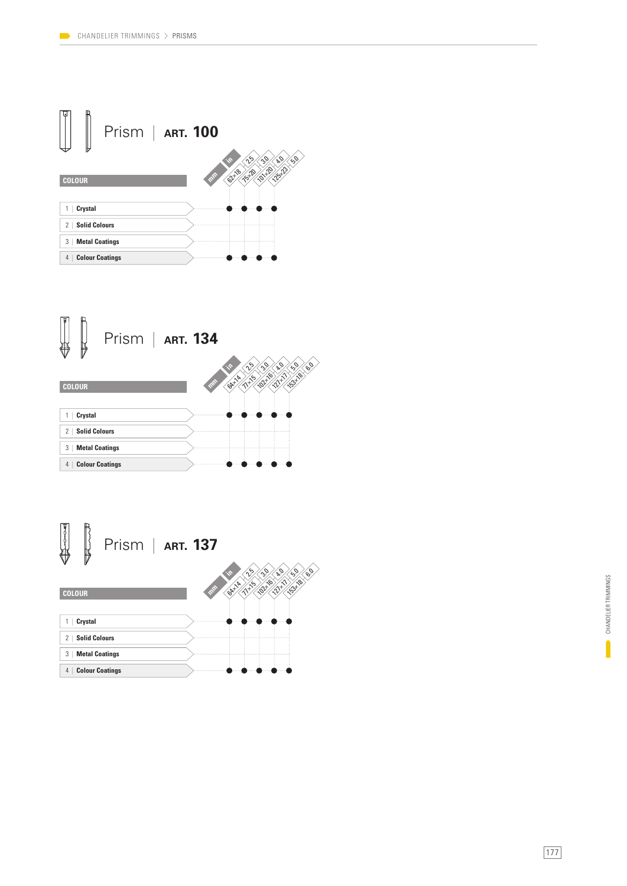## Prism | ART. 100

| COLOUR | 62×18 mm / 2.5 in | 75×20 mm / 3.0 in | 101×20 mm / 4.0 in | 125×23 mm / 5.0 in |
|---|---|---|---|---|
| 1 Crystal | ● | ● | ● | ● |
| 2 Solid Colours | | | | |
| 3 Metal Coatings | | | | |
| 4 Colour Coatings | ● | ● | ● | ● |

## Prism | ART. 134

| COLOUR | 64×14 mm / 2.5 in | 77×15 mm / 3.0 in | 102×16 mm / 4.0 in | 127×17 mm / 5.0 in | 153×18 mm / 6.0 in |
|---|---|---|---|---|---|
| 1 Crystal | ● | ● | ● | ● | ● |
| 2 Solid Colours | | | | | |
| 3 Metal Coatings | | | | | |
| 4 Colour Coatings | ● | ● | ● | ● | ● |

## Prism | ART. 137

| COLOUR | 64×14 mm / 2.5 in | 77×15 mm / 3.0 in | 102×16 mm / 4.0 in | 127×17 mm / 5.0 in | 153×18 mm / 6.0 in |
|---|---|---|---|---|---|
| 1 Crystal | ● | ● | ● | ● | ● |
| 2 Solid Colours | | | | | |
| 3 Metal Coatings | | | | | |
| 4 Colour Coatings | ● | ● | ● | ● | ● |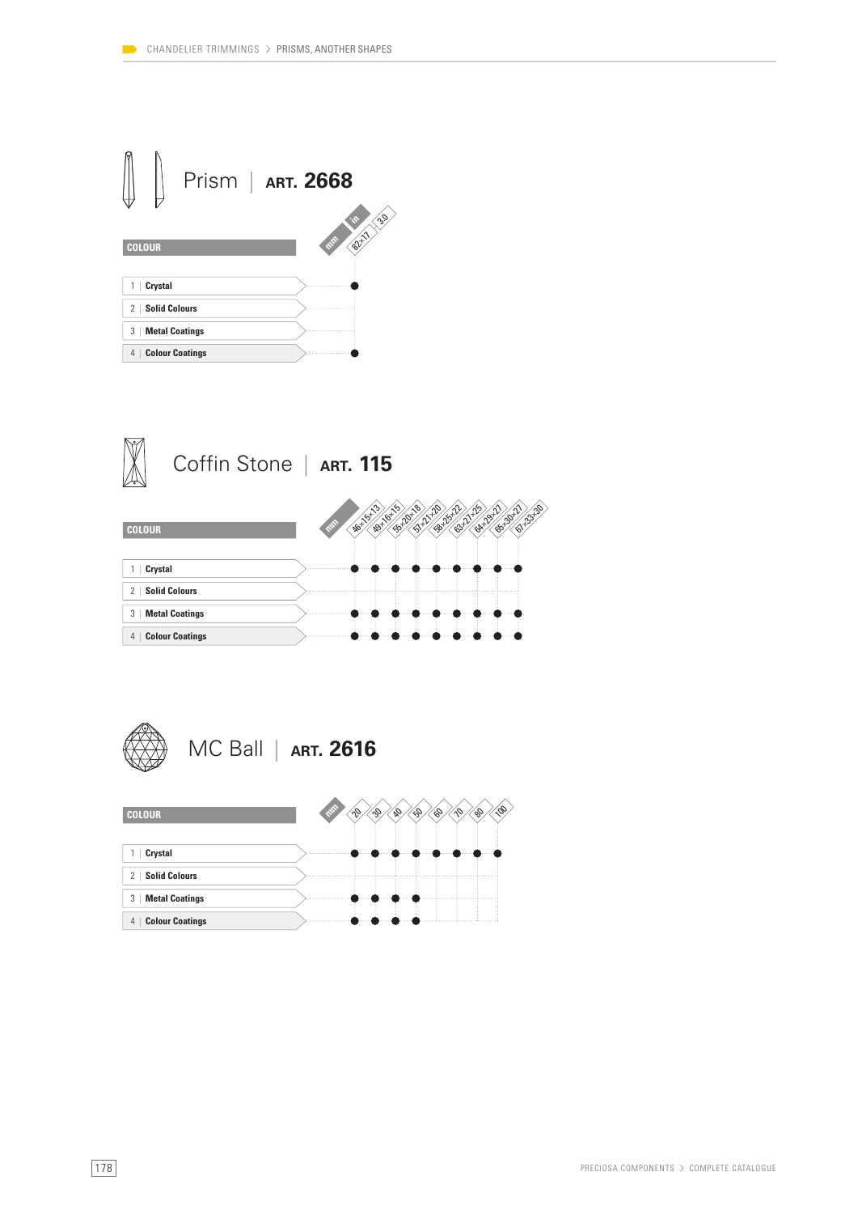CHANDELIER TRIMMINGS > PRISMS, ANOTHER SHAPES

## Prism | ART. 2668

| COLOUR | 82×17 (mm) / 3.0 (in) |
|---|---|
| 1 \| Crystal | ● |
| 2 \| Solid Colours | |
| 3 \| Metal Coatings | |
| 4 \| Colour Coatings | ● |

## Coffin Stone | ART. 115

| COLOUR | 46×15×13 | 49×16×15 | 55×20×18 | 57×21×20 | 58×25×22 | 63×27×25 | 64×29×27 | 65×30×27 | 67×33×30 |
|---|---|---|---|---|---|---|---|---|---|
| 1 \| Crystal | ● | ● | ● | ● | ● | ● | ● | ● | ● |
| 2 \| Solid Colours | | | | | | | | | |
| 3 \| Metal Coatings | ● | ● | ● | ● | ● | ● | ● | ● | ● |
| 4 \| Colour Coatings | ● | ● | ● | ● | ● | ● | ● | ● | ● |

## MC Ball | ART. 2616

| COLOUR | 20 | 30 | 40 | 50 | 60 | 70 | 80 | 100 |
|---|---|---|---|---|---|---|---|---|
| 1 \| Crystal | ● | ● | ● | ● | ● | ● | ● | ● |
| 2 \| Solid Colours | | | | | | | | |
| 3 \| Metal Coatings | ● | ● | ● | ● | | | | |
| 4 \| Colour Coatings | ● | ● | ● | ● | | | | |

PRECIOSA COMPONENTS > COMPLETE CATALOGUE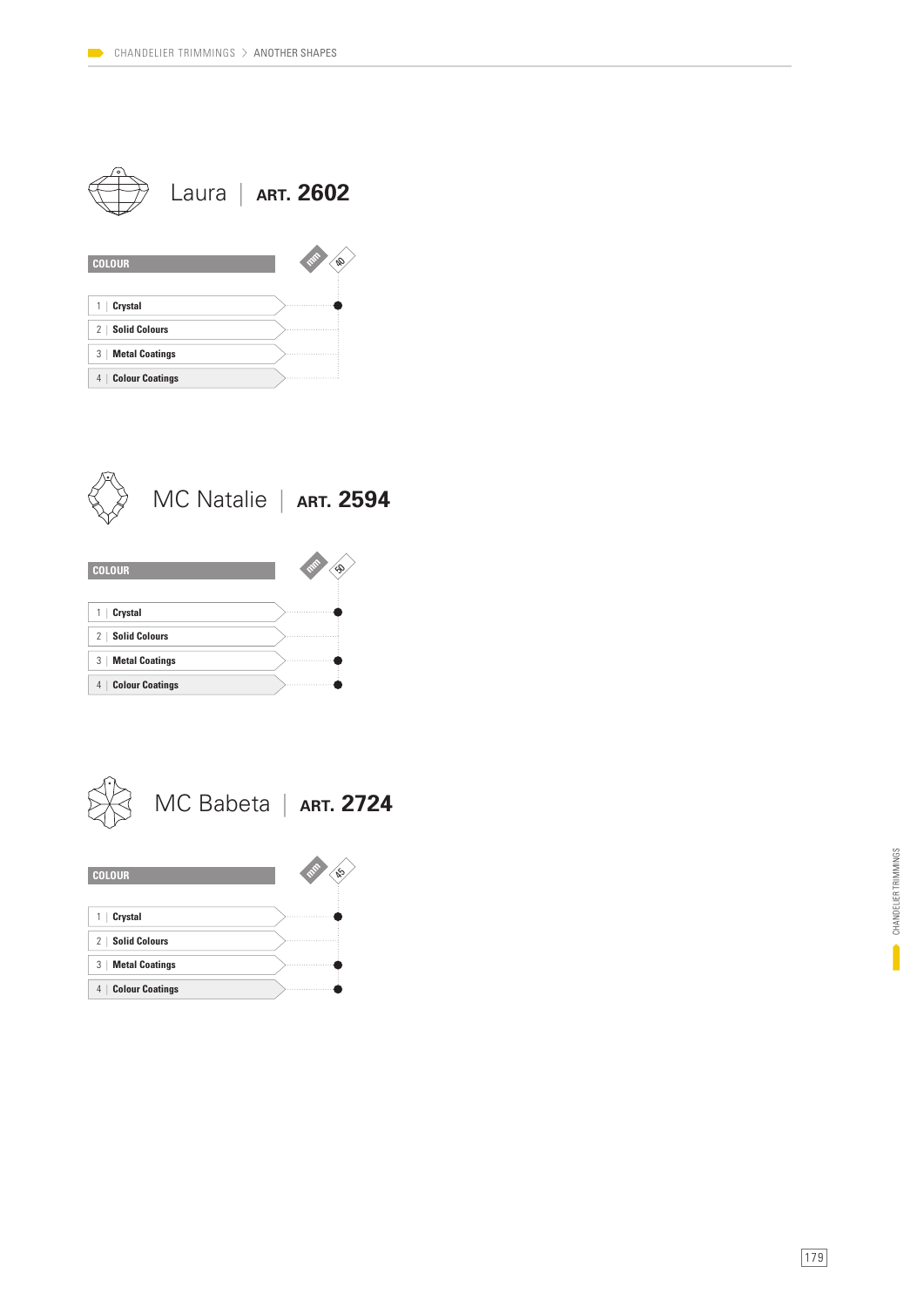## Laura | ART. 2602

| COLOUR | mm: 40 |
|---|---|
| 1 \| Crystal | ● |
| 2 \| Solid Colours | |
| 3 \| Metal Coatings | |
| 4 \| Colour Coatings | |

## MC Natalie | ART. 2594

| COLOUR | mm: 50 |
|---|---|
| 1 \| Crystal | ● |
| 2 \| Solid Colours | |
| 3 \| Metal Coatings | ● |
| 4 \| Colour Coatings | ● |

## MC Babeta | ART. 2724

| COLOUR | mm: 45 |
|---|---|
| 1 \| Crystal | ● |
| 2 \| Solid Colours | |
| 3 \| Metal Coatings | ● |
| 4 \| Colour Coatings | ● |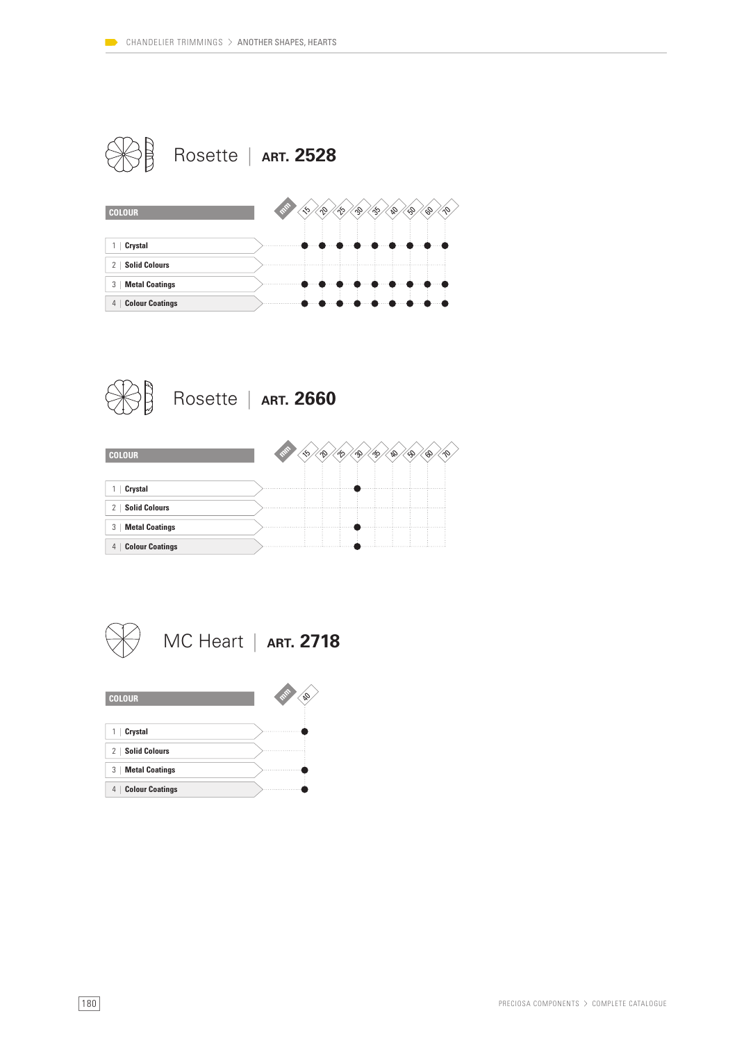CHANDELIER TRIMMINGS > ANOTHER SHAPES, HEARTS

## Rosette | ART. 2528

| COLOUR | 15 | 20 | 25 | 30 | 35 | 40 | 50 | 60 | 70 |
|---|---|---|---|---|---|---|---|---|---|
| 1 \| Crystal | ● | ● | ● | ● | ● | ● | ● | ● | ● |
| 2 \| Solid Colours | | | | | | | | | |
| 3 \| Metal Coatings | ● | ● | ● | ● | ● | ● | ● | ● | ● |
| 4 \| Colour Coatings | ● | ● | ● | ● | ● | ● | ● | ● | ● |

## Rosette | ART. 2660

| COLOUR | 15 | 20 | 25 | 30 | 35 | 40 | 50 | 60 | 70 |
|---|---|---|---|---|---|---|---|---|---|
| 1 \| Crystal | | | | ● | | | | | |
| 2 \| Solid Colours | | | | | | | | | |
| 3 \| Metal Coatings | | | | ● | | | | | |
| 4 \| Colour Coatings | | | | ● | | | | | |

## MC Heart | ART. 2718

| COLOUR | 40 |
|---|---|
| 1 \| Crystal | ● |
| 2 \| Solid Colours | |
| 3 \| Metal Coatings | ● |
| 4 \| Colour Coatings | ● |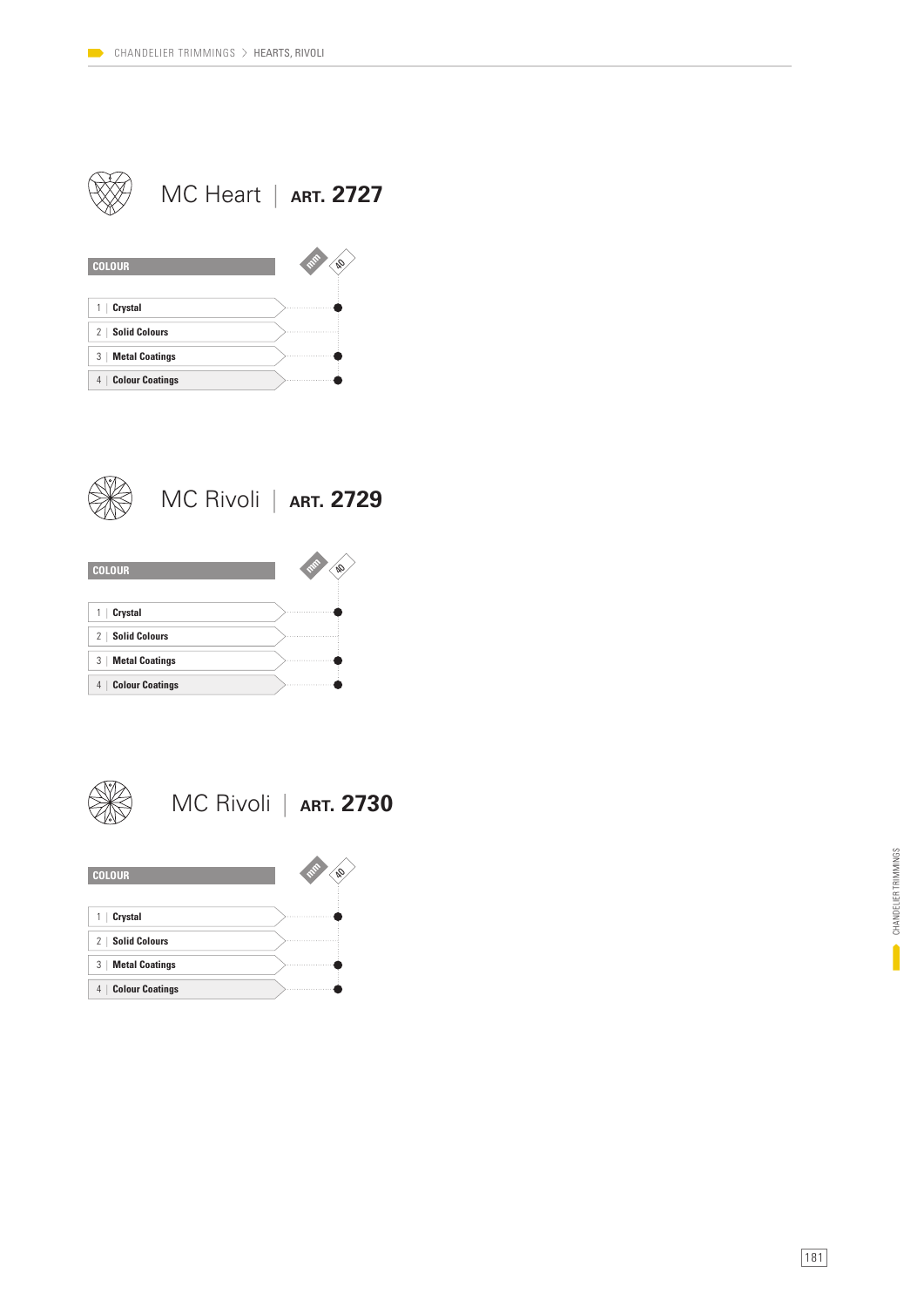## MC Heart | ART. 2727

| COLOUR | mm 40 |
| --- | --- |
| 1 \| Crystal | ● |
| 2 \| Solid Colours | |
| 3 \| Metal Coatings | ● |
| 4 \| Colour Coatings | ● |

## MC Rivoli | ART. 2729

| COLOUR | mm 40 |
| --- | --- |
| 1 \| Crystal | ● |
| 2 \| Solid Colours | |
| 3 \| Metal Coatings | ● |
| 4 \| Colour Coatings | ● |

## MC Rivoli | ART. 2730

| COLOUR | mm 40 |
| --- | --- |
| 1 \| Crystal | ● |
| 2 \| Solid Colours | |
| 3 \| Metal Coatings | ● |
| 4 \| Colour Coatings | ● |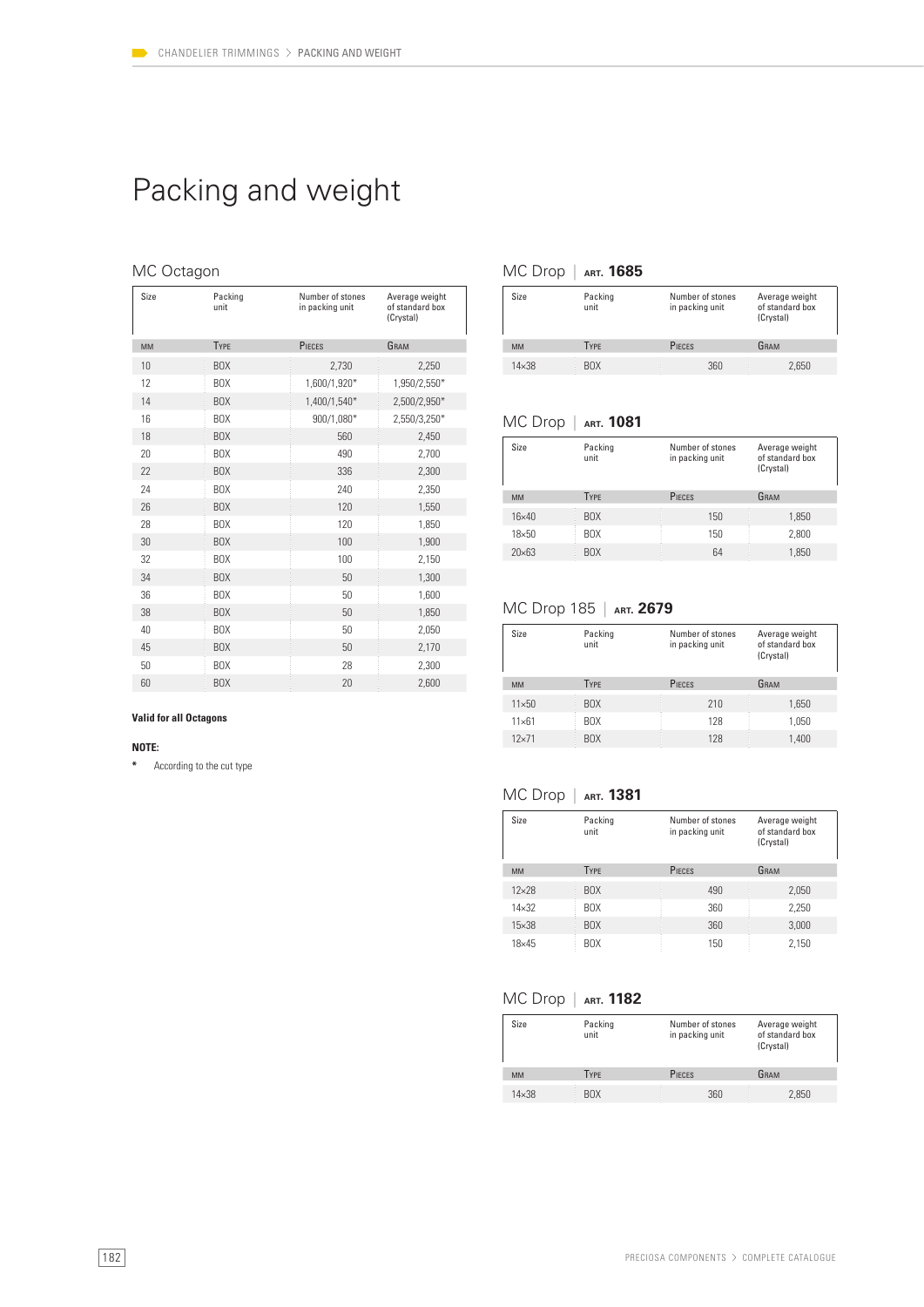# Packing and weight

## MC Octagon

| Size | Packing unit | Number of stones in packing unit | Average weight of standard box (Crystal) |
|---|---|---|---|
| MM | TYPE | PIECES | GRAM |
| 10 | BOX | 2,730 | 2,250 |
| 12 | BOX | 1,600/1,920* | 1,950/2,550* |
| 14 | BOX | 1,400/1,540* | 2,500/2,950* |
| 16 | BOX | 900/1,080* | 2,550/3,250* |
| 18 | BOX | 560 | 2,450 |
| 20 | BOX | 490 | 2,700 |
| 22 | BOX | 336 | 2,300 |
| 24 | BOX | 240 | 2,350 |
| 26 | BOX | 120 | 1,550 |
| 28 | BOX | 120 | 1,850 |
| 30 | BOX | 100 | 1,900 |
| 32 | BOX | 100 | 2,150 |
| 34 | BOX | 50 | 1,300 |
| 36 | BOX | 50 | 1,600 |
| 38 | BOX | 50 | 1,850 |
| 40 | BOX | 50 | 2,050 |
| 45 | BOX | 50 | 2,170 |
| 50 | BOX | 28 | 2,300 |
| 60 | BOX | 20 | 2,600 |

**Valid for all Octagons**

**NOTE:**

* According to the cut type

## MC Drop | ART. 1685

| Size | Packing unit | Number of stones in packing unit | Average weight of standard box (Crystal) |
|---|---|---|---|
| MM | TYPE | PIECES | GRAM |
| 14×38 | BOX | 360 | 2,650 |

## MC Drop | ART. 1081

| Size | Packing unit | Number of stones in packing unit | Average weight of standard box (Crystal) |
|---|---|---|---|
| MM | TYPE | PIECES | GRAM |
| 16×40 | BOX | 150 | 1,850 |
| 18×50 | BOX | 150 | 2,800 |
| 20×63 | BOX | 64 | 1,850 |

## MC Drop 185 | ART. 2679

| Size | Packing unit | Number of stones in packing unit | Average weight of standard box (Crystal) |
|---|---|---|---|
| MM | TYPE | PIECES | GRAM |
| 11×50 | BOX | 210 | 1,650 |
| 11×61 | BOX | 128 | 1,050 |
| 12×71 | BOX | 128 | 1,400 |

## MC Drop | ART. 1381

| Size | Packing unit | Number of stones in packing unit | Average weight of standard box (Crystal) |
|---|---|---|---|
| MM | TYPE | PIECES | GRAM |
| 12×28 | BOX | 490 | 2,050 |
| 14×32 | BOX | 360 | 2,250 |
| 15×38 | BOX | 360 | 3,000 |
| 18×45 | BOX | 150 | 2,150 |

## MC Drop | ART. 1182

| Size | Packing unit | Number of stones in packing unit | Average weight of standard box (Crystal) |
|---|---|---|---|
| MM | TYPE | PIECES | GRAM |
| 14×38 | BOX | 360 | 2,850 |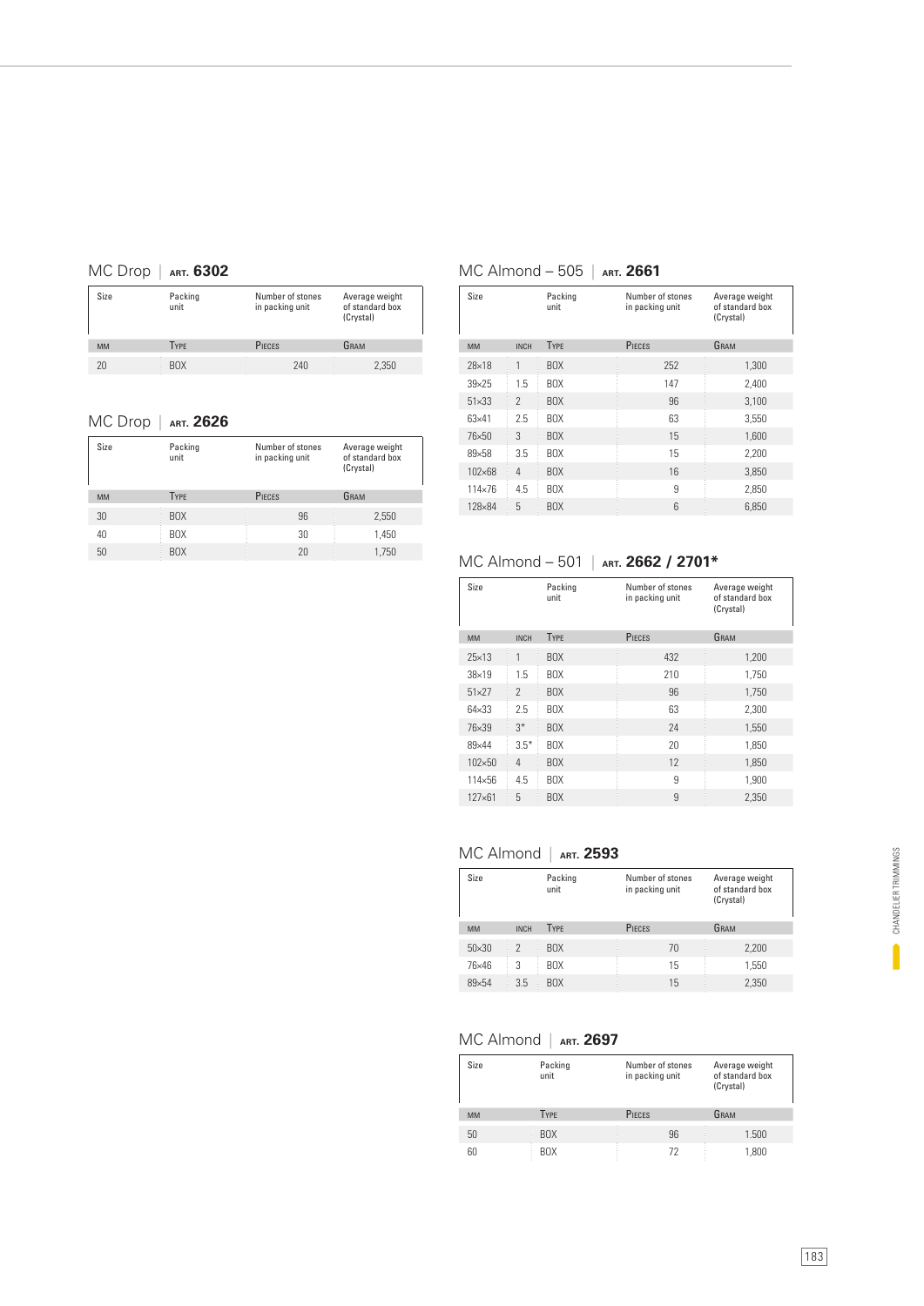## MC Drop | ART. 6302

| Size | Packing unit | Number of stones in packing unit | Average weight of standard box (Crystal) |
|---|---|---|---|
| MM | TYPE | PIECES | GRAM |
| 20 | BOX | 240 | 2,350 |

## MC Drop | ART. 2626

| Size | Packing unit | Number of stones in packing unit | Average weight of standard box (Crystal) |
|---|---|---|---|
| MM | TYPE | PIECES | GRAM |
| 30 | BOX | 96 | 2,550 |
| 40 | BOX | 30 | 1,450 |
| 50 | BOX | 20 | 1,750 |

## MC Almond – 505 | ART. 2661

| Size | | Packing unit | Number of stones in packing unit | Average weight of standard box (Crystal) |
|---|---|---|---|---|
| MM | INCH | TYPE | PIECES | GRAM |
| 28×18 | 1 | BOX | 252 | 1,300 |
| 39×25 | 1.5 | BOX | 147 | 2,400 |
| 51×33 | 2 | BOX | 96 | 3,100 |
| 63×41 | 2.5 | BOX | 63 | 3,550 |
| 76×50 | 3 | BOX | 15 | 1,600 |
| 89×58 | 3.5 | BOX | 15 | 2,200 |
| 102×68 | 4 | BOX | 16 | 3,850 |
| 114×76 | 4.5 | BOX | 9 | 2,850 |
| 128×84 | 5 | BOX | 6 | 6,850 |

## MC Almond – 501 | ART. 2662 / 2701*

| Size | | Packing unit | Number of stones in packing unit | Average weight of standard box (Crystal) |
|---|---|---|---|---|
| MM | INCH | TYPE | PIECES | GRAM |
| 25×13 | 1 | BOX | 432 | 1,200 |
| 38×19 | 1.5 | BOX | 210 | 1,750 |
| 51×27 | 2 | BOX | 96 | 1,750 |
| 64×33 | 2.5 | BOX | 63 | 2,300 |
| 76×39 | 3* | BOX | 24 | 1,550 |
| 89×44 | 3.5* | BOX | 20 | 1,850 |
| 102×50 | 4 | BOX | 12 | 1,850 |
| 114×56 | 4.5 | BOX | 9 | 1,900 |
| 127×61 | 5 | BOX | 9 | 2,350 |

## MC Almond | ART. 2593

| Size | | Packing unit | Number of stones in packing unit | Average weight of standard box (Crystal) |
|---|---|---|---|---|
| MM | INCH | TYPE | PIECES | GRAM |
| 50×30 | 2 | BOX | 70 | 2,200 |
| 76×46 | 3 | BOX | 15 | 1,550 |
| 89×54 | 3.5 | BOX | 15 | 2,350 |

## MC Almond | ART. 2697

| Size | Packing unit | Number of stones in packing unit | Average weight of standard box (Crystal) |
|---|---|---|---|
| MM | TYPE | PIECES | GRAM |
| 50 | BOX | 96 | 1.500 |
| 60 | BOX | 72 | 1,800 |

CHANDELIER TRIMMINGS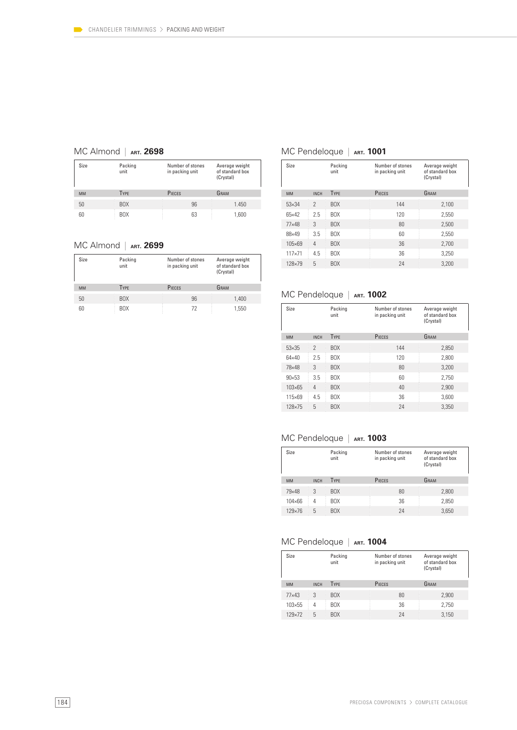## MC Almond | ART. 2698

| Size | Packing unit | Number of stones in packing unit | Average weight of standard box (Crystal) |
|---|---|---|---|
| MM | TYPE | PIECES | GRAM |
| 50 | BOX | 96 | 1.450 |
| 60 | BOX | 63 | 1,600 |

## MC Almond | ART. 2699

| Size | Packing unit | Number of stones in packing unit | Average weight of standard box (Crystal) |
|---|---|---|---|
| MM | TYPE | PIECES | GRAM |
| 50 | BOX | 96 | 1,400 |
| 60 | BOX | 72 | 1,550 |

## MC Pendeloque | ART. 1001

| Size | | Packing unit | Number of stones in packing unit | Average weight of standard box (Crystal) |
|---|---|---|---|---|
| MM | INCH | TYPE | PIECES | GRAM |
| 53×34 | 2 | BOX | 144 | 2,100 |
| 65×42 | 2.5 | BOX | 120 | 2,550 |
| 77×48 | 3 | BOX | 80 | 2,500 |
| 88×49 | 3.5 | BOX | 60 | 2,550 |
| 105×69 | 4 | BOX | 36 | 2,700 |
| 117×71 | 4.5 | BOX | 36 | 3,250 |
| 128×79 | 5 | BOX | 24 | 3,200 |

## MC Pendeloque | ART. 1002

| Size | | Packing unit | Number of stones in packing unit | Average weight of standard box (Crystal) |
|---|---|---|---|---|
| MM | INCH | TYPE | PIECES | GRAM |
| 53×35 | 2 | BOX | 144 | 2,850 |
| 64×40 | 2.5 | BOX | 120 | 2,800 |
| 78×48 | 3 | BOX | 80 | 3,200 |
| 90×53 | 3.5 | BOX | 60 | 2,750 |
| 103×65 | 4 | BOX | 40 | 2,900 |
| 115×69 | 4.5 | BOX | 36 | 3,600 |
| 128×75 | 5 | BOX | 24 | 3,350 |

## MC Pendeloque | ART. 1003

| Size | | Packing unit | Number of stones in packing unit | Average weight of standard box (Crystal) |
|---|---|---|---|---|
| MM | INCH | TYPE | PIECES | GRAM |
| 79×48 | 3 | BOX | 80 | 2,800 |
| 104×66 | 4 | BOX | 36 | 2,850 |
| 129×76 | 5 | BOX | 24 | 3,650 |

## MC Pendeloque | ART. 1004

| Size | | Packing unit | Number of stones in packing unit | Average weight of standard box (Crystal) |
|---|---|---|---|---|
| MM | INCH | TYPE | PIECES | GRAM |
| 77×43 | 3 | BOX | 80 | 2,900 |
| 103×55 | 4 | BOX | 36 | 2,750 |
| 129×72 | 5 | BOX | 24 | 3,150 |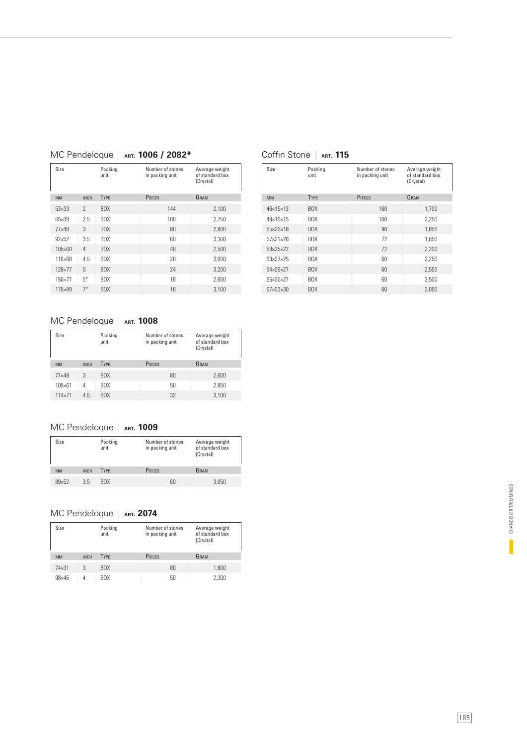## MC Pendeloque | ART. 1006 / 2082*

| Size | | Packing unit | Number of stones in packing unit | Average weight of standard box (Crystal) |
|---|---|---|---|---|
| MM | INCH | TYPE | PIECES | GRAM |
| 53×33 | 2 | BOX | 144 | 2,100 |
| 65×39 | 2.5 | BOX | 100 | 2,750 |
| 77×48 | 3 | BOX | 80 | 2,800 |
| 92×52 | 3.5 | BOX | 60 | 3,300 |
| 105×60 | 4 | BOX | 40 | 2,500 |
| 116×68 | 4.5 | BOX | 28 | 3,000 |
| 128×77 | 5 | BOX | 24 | 3,200 |
| 150×77 | 5* | BOX | 16 | 2,600 |
| 175×89 | 7* | BOX | 16 | 3,100 |

## MC Pendeloque | ART. 1008

| Size | | Packing unit | Number of stones in packing unit | Average weight of standard box (Crystal) |
|---|---|---|---|---|
| MM | INCH | TYPE | PIECES | GRAM |
| 77×48 | 3 | BOX | 80 | 2,600 |
| 105×61 | 4 | BOX | 50 | 2,850 |
| 114×71 | 4.5 | BOX | 32 | 3,100 |

## MC Pendeloque | ART. 1009

| Size | | Packing unit | Number of stones in packing unit | Average weight of standard box (Crystal) |
|---|---|---|---|---|
| MM | INCH | TYPE | PIECES | GRAM |
| 89×52 | 3.5 | BOX | 60 | 3,050 |

## MC Pendeloque | ART. 2074

| Size | | Packing unit | Number of stones in packing unit | Average weight of standard box (Crystal) |
|---|---|---|---|---|
| MM | INCH | TYPE | PIECES | GRAM |
| 74×31 | 3 | BOX | 80 | 1,800 |
| 98×45 | 4 | BOX | 50 | 2,300 |

## Coffin Stone | ART. 115

| Size | Packing unit | Number of stones in packing unit | Average weight of standard box (Crystal) |
|---|---|---|---|
| MM | TYPE | PIECES | GRAM |
| 46×15×13 | BOX | 160 | 1,700 |
| 49×16×15 | BOX | 160 | 2,250 |
| 55×20×18 | BOX | 90 | 1,850 |
| 57×21×20 | BOX | 72 | 1,850 |
| 58×25×22 | BOX | 72 | 2,200 |
| 63×27×25 | BOX | 60 | 2,250 |
| 64×29×27 | BOX | 60 | 2,550 |
| 65×30×27 | BOX | 60 | 2,500 |
| 67×33×30 | BOX | 60 | 3,050 |

CHANDELIER TRIMMINGS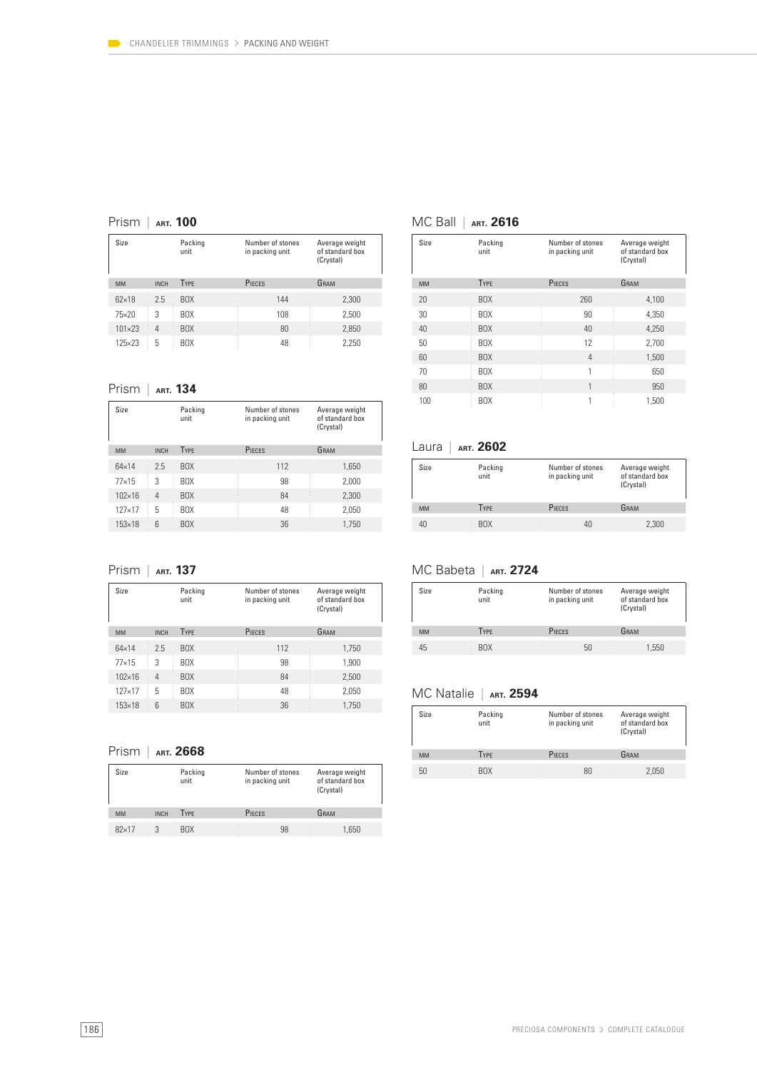## Prism | ART. 100

| Size | | Packing unit | Number of stones in packing unit | Average weight of standard box (Crystal) |
|---|---|---|---|---|
| MM | INCH | TYPE | PIECES | GRAM |
| 62×18 | 2.5 | BOX | 144 | 2,300 |
| 75×20 | 3 | BOX | 108 | 2,500 |
| 101×23 | 4 | BOX | 80 | 2,850 |
| 125×23 | 5 | BOX | 48 | 2,250 |

## Prism | ART. 134

| Size | | Packing unit | Number of stones in packing unit | Average weight of standard box (Crystal) |
|---|---|---|---|---|
| MM | INCH | TYPE | PIECES | GRAM |
| 64×14 | 2.5 | BOX | 112 | 1,650 |
| 77×15 | 3 | BOX | 98 | 2,000 |
| 102×16 | 4 | BOX | 84 | 2,300 |
| 127×17 | 5 | BOX | 48 | 2,050 |
| 153×18 | 6 | BOX | 36 | 1,750 |

## Prism | ART. 137

| Size | | Packing unit | Number of stones in packing unit | Average weight of standard box (Crystal) |
|---|---|---|---|---|
| MM | INCH | TYPE | PIECES | GRAM |
| 64×14 | 2.5 | BOX | 112 | 1,750 |
| 77×15 | 3 | BOX | 98 | 1,900 |
| 102×16 | 4 | BOX | 84 | 2,500 |
| 127×17 | 5 | BOX | 48 | 2,050 |
| 153×18 | 6 | BOX | 36 | 1,750 |

## Prism | ART. 2668

| Size | | Packing unit | Number of stones in packing unit | Average weight of standard box (Crystal) |
|---|---|---|---|---|
| MM | INCH | TYPE | PIECES | GRAM |
| 82×17 | 3 | BOX | 98 | 1,650 |

## MC Ball | ART. 2616

| Size | Packing unit | Number of stones in packing unit | Average weight of standard box (Crystal) |
|---|---|---|---|
| MM | TYPE | PIECES | GRAM |
| 20 | BOX | 260 | 4,100 |
| 30 | BOX | 90 | 4,350 |
| 40 | BOX | 40 | 4,250 |
| 50 | BOX | 12 | 2,700 |
| 60 | BOX | 4 | 1,500 |
| 70 | BOX | 1 | 650 |
| 80 | BOX | 1 | 950 |
| 100 | BOX | 1 | 1,500 |

## Laura | ART. 2602

| Size | Packing unit | Number of stones in packing unit | Average weight of standard box (Crystal) |
|---|---|---|---|
| MM | TYPE | PIECES | GRAM |
| 40 | BOX | 40 | 2,300 |

## MC Babeta | ART. 2724

| Size | Packing unit | Number of stones in packing unit | Average weight of standard box (Crystal) |
|---|---|---|---|
| MM | TYPE | PIECES | GRAM |
| 45 | BOX | 50 | 1,550 |

## MC Natalie | ART. 2594

| Size | Packing unit | Number of stones in packing unit | Average weight of standard box (Crystal) |
|---|---|---|---|
| MM | TYPE | PIECES | GRAM |
| 50 | BOX | 80 | 2,050 |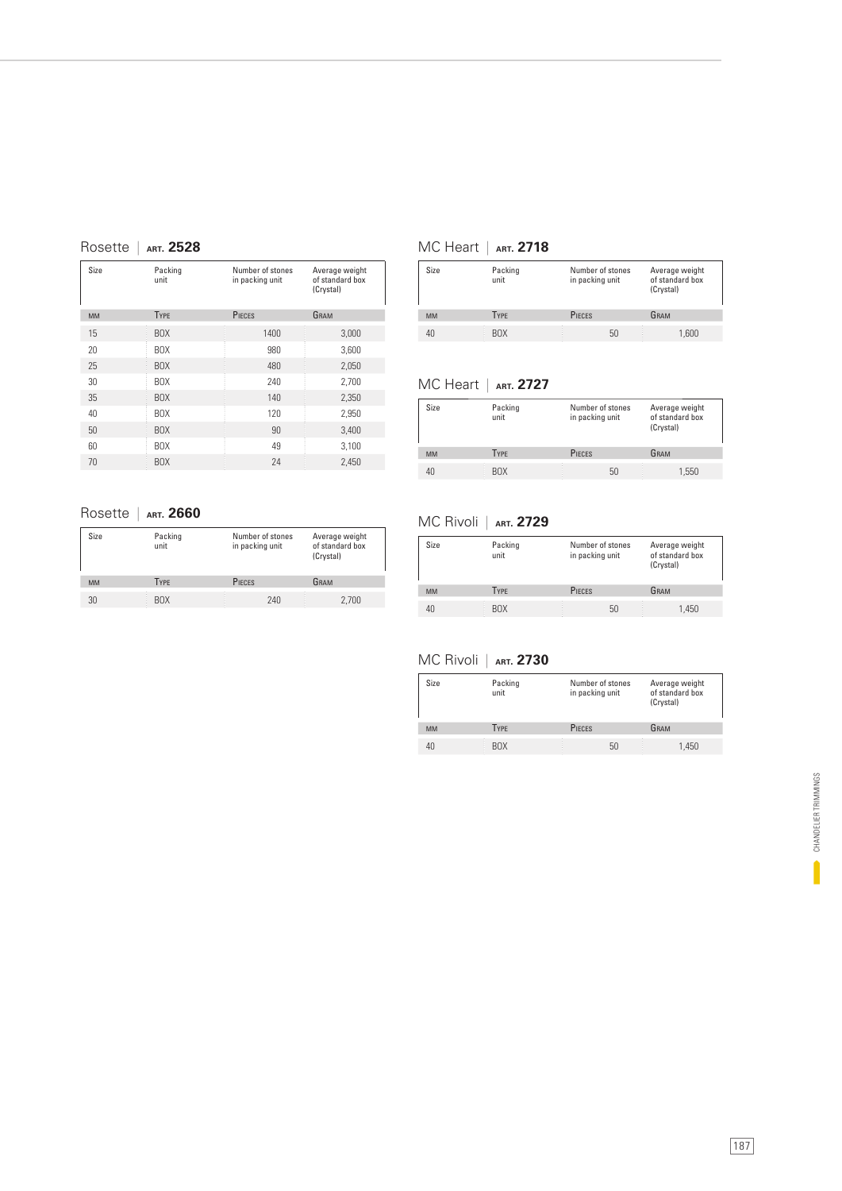## Rosette | ART. 2528

| Size | Packing unit | Number of stones in packing unit | Average weight of standard box (Crystal) |
|---|---|---|---|
| MM | TYPE | PIECES | GRAM |
| 15 | BOX | 1400 | 3,000 |
| 20 | BOX | 980 | 3,600 |
| 25 | BOX | 480 | 2,050 |
| 30 | BOX | 240 | 2,700 |
| 35 | BOX | 140 | 2,350 |
| 40 | BOX | 120 | 2,950 |
| 50 | BOX | 90 | 3,400 |
| 60 | BOX | 49 | 3,100 |
| 70 | BOX | 24 | 2,450 |

## Rosette | ART. 2660

| Size | Packing unit | Number of stones in packing unit | Average weight of standard box (Crystal) |
|---|---|---|---|
| MM | TYPE | PIECES | GRAM |
| 30 | BOX | 240 | 2,700 |

## MC Heart | ART. 2718

| Size | Packing unit | Number of stones in packing unit | Average weight of standard box (Crystal) |
|---|---|---|---|
| MM | TYPE | PIECES | GRAM |
| 40 | BOX | 50 | 1,600 |

## MC Heart | ART. 2727

| Size | Packing unit | Number of stones in packing unit | Average weight of standard box (Crystal) |
|---|---|---|---|
| MM | TYPE | PIECES | GRAM |
| 40 | BOX | 50 | 1,550 |

## MC Rivoli | ART. 2729

| Size | Packing unit | Number of stones in packing unit | Average weight of standard box (Crystal) |
|---|---|---|---|
| MM | TYPE | PIECES | GRAM |
| 40 | BOX | 50 | 1,450 |

## MC Rivoli | ART. 2730

| Size | Packing unit | Number of stones in packing unit | Average weight of standard box (Crystal) |
|---|---|---|---|
| MM | TYPE | PIECES | GRAM |
| 40 | BOX | 50 | 1,450 |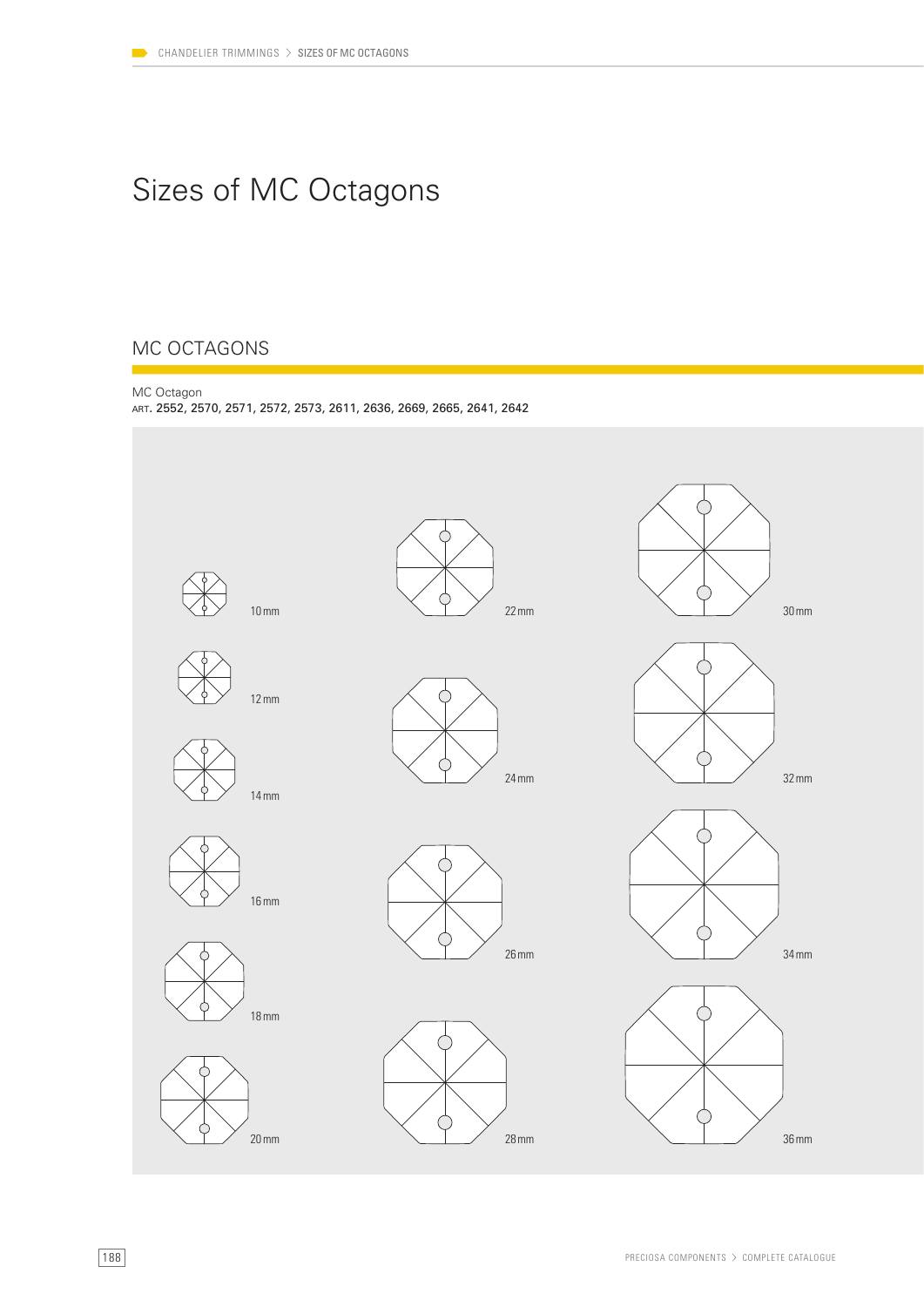# Sizes of MC Octagons

## MC OCTAGONS

MC Octagon
ART. 2552, 2570, 2571, 2572, 2573, 2611, 2636, 2669, 2665, 2641, 2642

10 mm

12 mm

14 mm

16 mm

18 mm

20 mm

22 mm

24 mm

26 mm

28 mm

30 mm

32 mm

34 mm

36 mm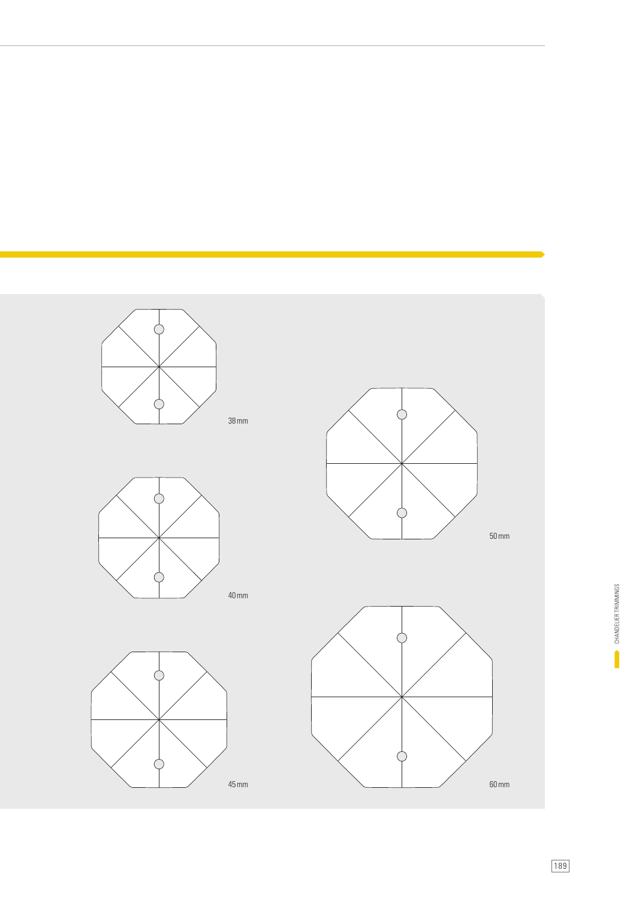38 mm

50 mm

40 mm

45 mm

60 mm